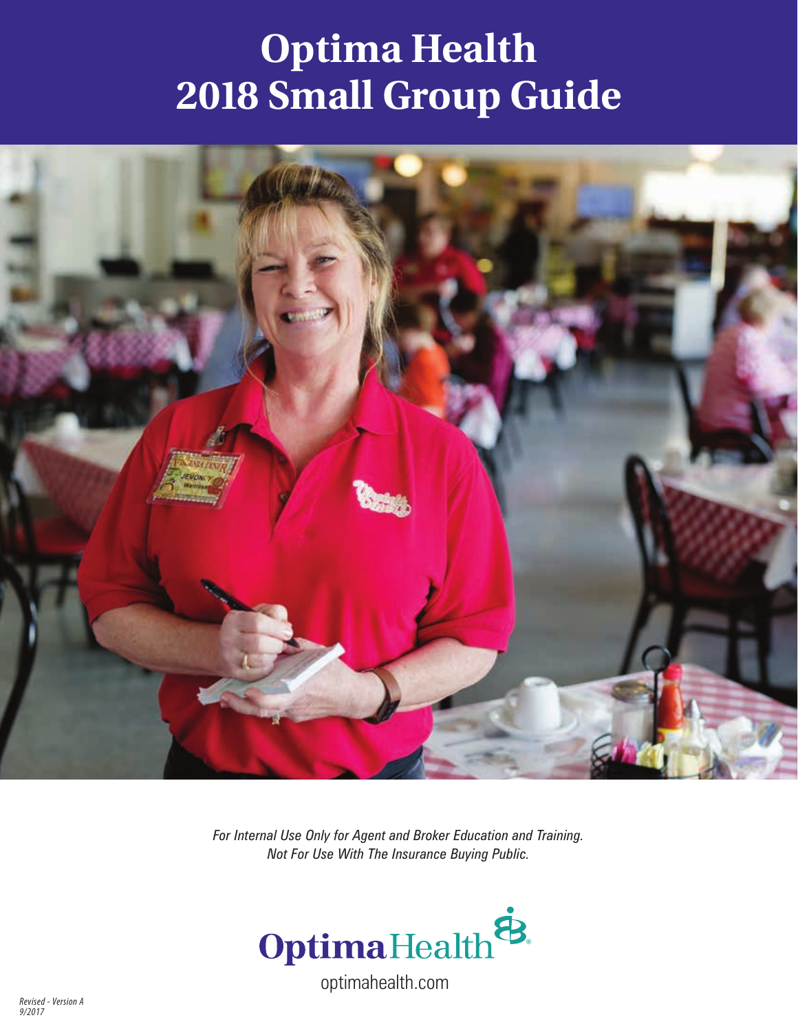# Optima Health 2018 Small Group Guide

*For Internal Use Only for Agent and Broker Education and Training. Not For Use With The Insurance Buying Public.*

Optima Health

optimahealth.com

*Revised - Version A 9/2017*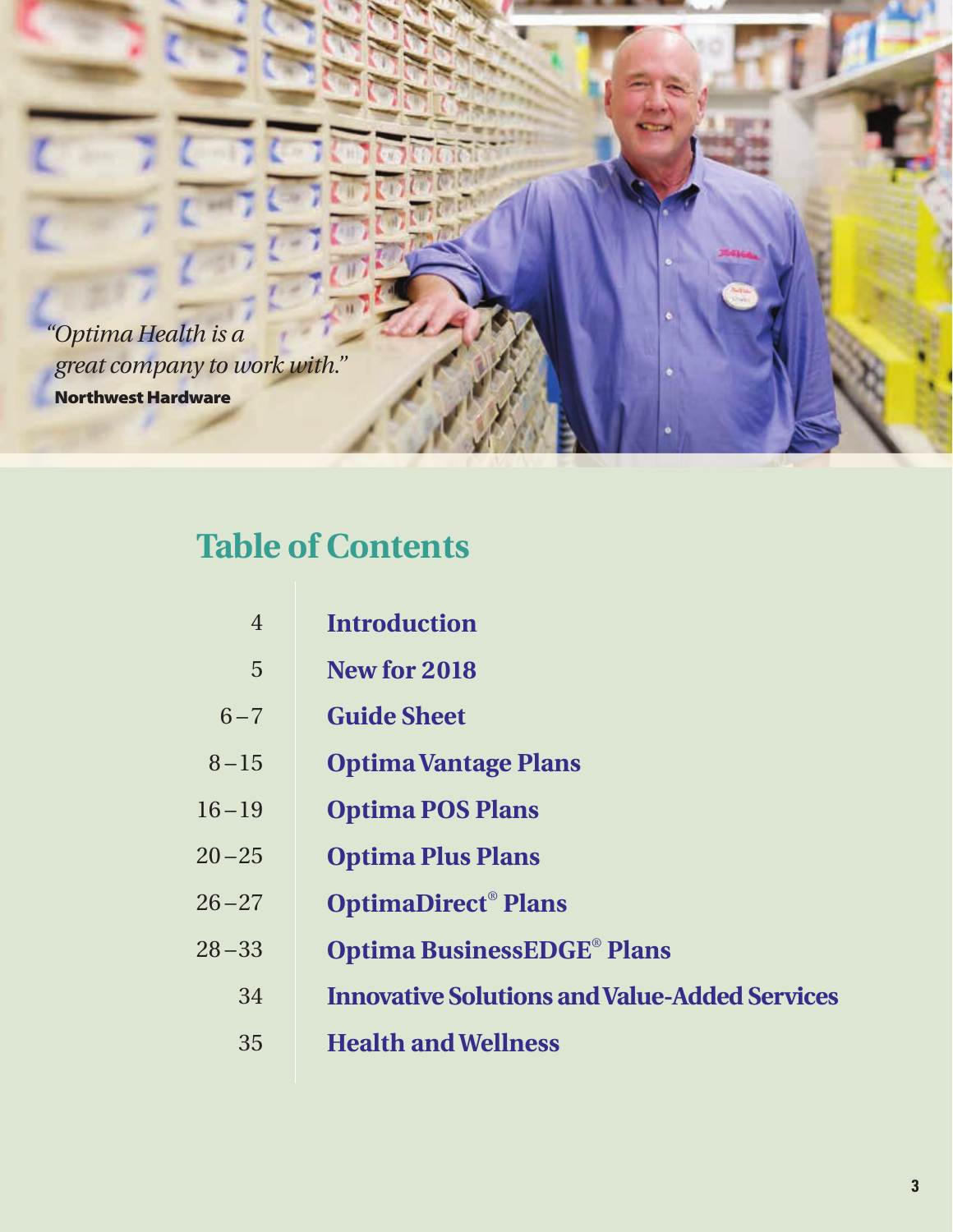*"Optima Health is a great company to work with."*
**Northwest Hardware**

## Table of Contents

| | |
|---|---|
| 4 | **Introduction** |
| 5 | **New for 2018** |
| 6 – 7 | **Guide Sheet** |
| 8 – 15 | **Optima Vantage Plans** |
| 16 – 19 | **Optima POS Plans** |
| 20 – 25 | **Optima Plus Plans** |
| 26 – 27 | **OptimaDirect® Plans** |
| 28 – 33 | **Optima BusinessEDGE® Plans** |
| 34 | **Innovative Solutions and Value-Added Services** |
| 35 | **Health and Wellness** |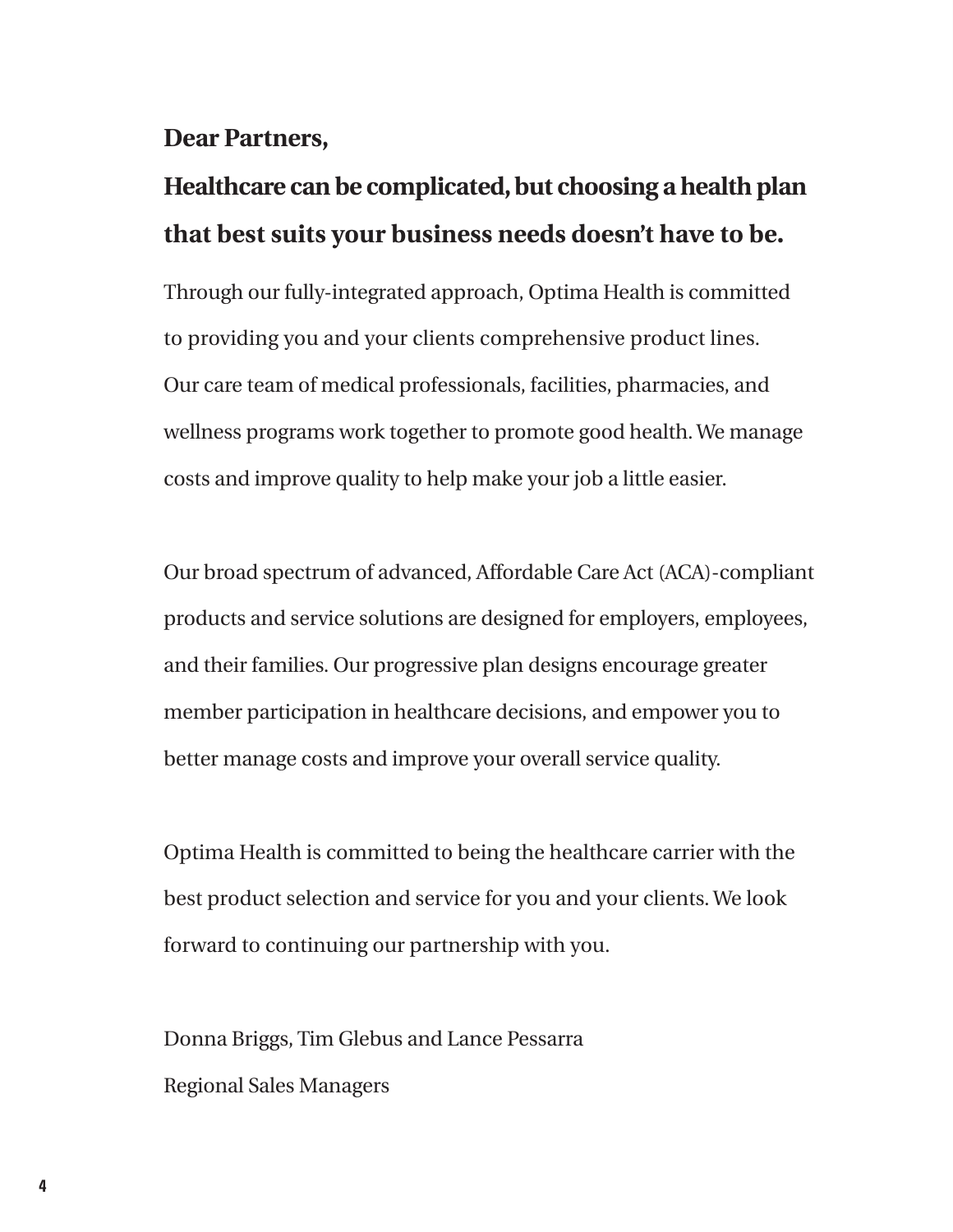**Dear Partners,**

## Healthcare can be complicated, but choosing a health plan that best suits your business needs doesn't have to be.

Through our fully-integrated approach, Optima Health is committed to providing you and your clients comprehensive product lines. Our care team of medical professionals, facilities, pharmacies, and wellness programs work together to promote good health. We manage costs and improve quality to help make your job a little easier.

Our broad spectrum of advanced, Affordable Care Act (ACA)-compliant products and service solutions are designed for employers, employees, and their families. Our progressive plan designs encourage greater member participation in healthcare decisions, and empower you to better manage costs and improve your overall service quality.

Optima Health is committed to being the healthcare carrier with the best product selection and service for you and your clients. We look forward to continuing our partnership with you.

Donna Briggs, Tim Glebus and Lance Pessarra
Regional Sales Managers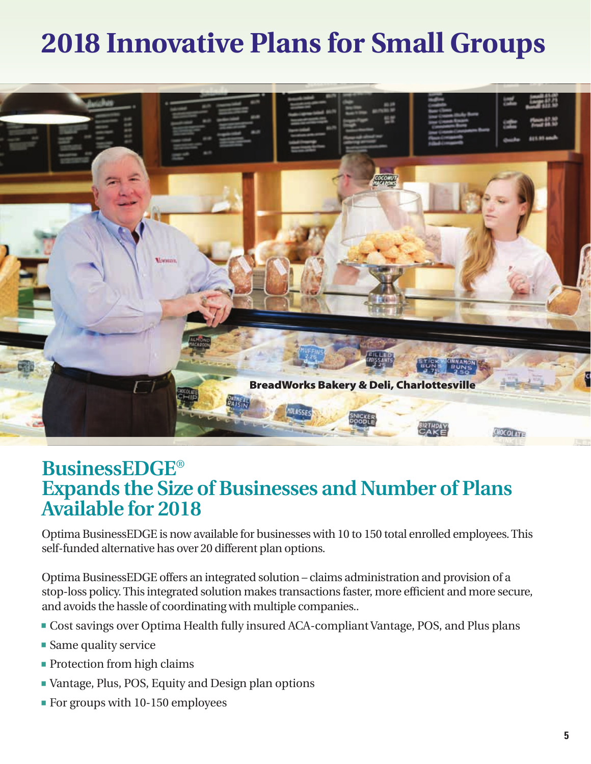# 2018 Innovative Plans for Small Groups

BreadWorks Bakery & Deli, Charlottesville

## BusinessEDGE® Expands the Size of Businesses and Number of Plans Available for 2018

Optima BusinessEDGE is now available for businesses with 10 to 150 total enrolled employees. This self-funded alternative has over 20 different plan options.

Optima BusinessEDGE offers an integrated solution – claims administration and provision of a stop-loss policy. This integrated solution makes transactions faster, more efficient and more secure, and avoids the hassle of coordinating with multiple companies..

- Cost savings over Optima Health fully insured ACA-compliant Vantage, POS, and Plus plans
- Same quality service
- Protection from high claims
- Vantage, Plus, POS, Equity and Design plan options
- For groups with 10-150 employees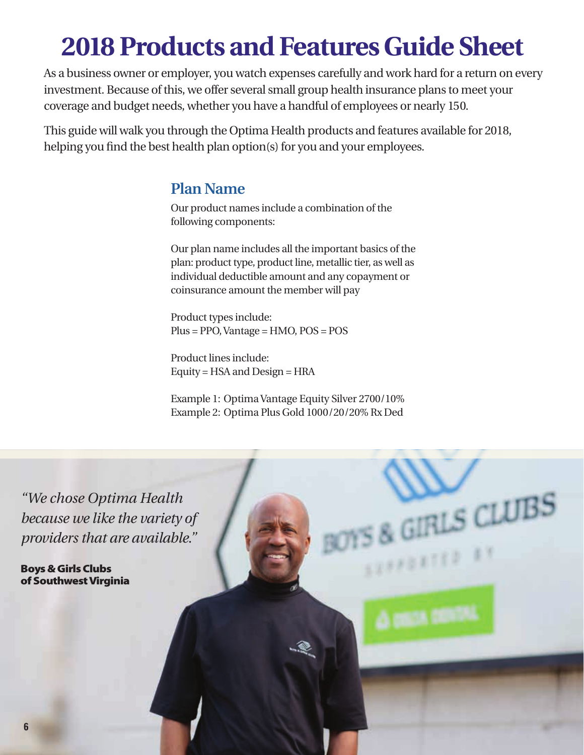# 2018 Products and Features Guide Sheet

As a business owner or employer, you watch expenses carefully and work hard for a return on every investment. Because of this, we offer several small group health insurance plans to meet your coverage and budget needs, whether you have a handful of employees or nearly 150.

This guide will walk you through the Optima Health products and features available for 2018, helping you find the best health plan option(s) for you and your employees.

## Plan Name

Our product names include a combination of the following components:

Our plan name includes all the important basics of the plan: product type, product line, metallic tier, as well as individual deductible amount and any copayment or coinsurance amount the member will pay

Product types include:
Plus = PPO, Vantage = HMO, POS = POS

Product lines include:
Equity = HSA and Design = HRA

Example 1: Optima Vantage Equity Silver 2700/10%
Example 2: Optima Plus Gold 1000/20/20% Rx Ded

*"We chose Optima Health because we like the variety of providers that are available."*

**Boys & Girls Clubs of Southwest Virginia**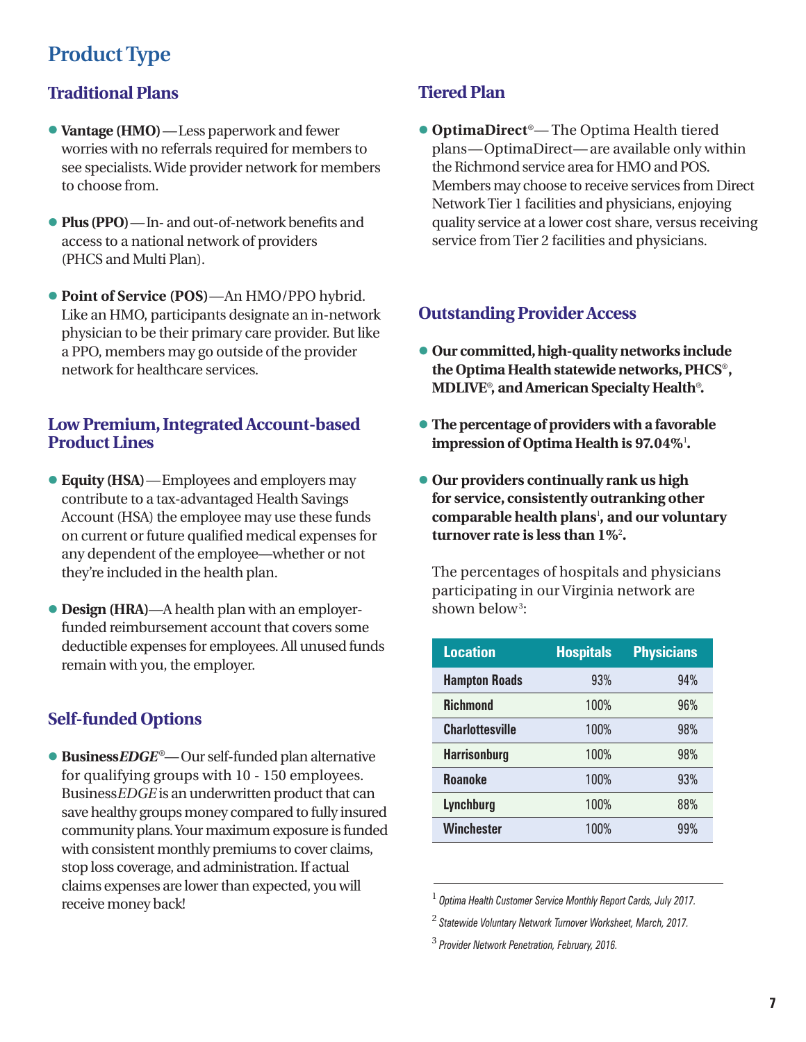# Product Type

## Traditional Plans

- **Vantage (HMO)** — Less paperwork and fewer worries with no referrals required for members to see specialists. Wide provider network for members to choose from.

- **Plus (PPO)** — In- and out-of-network benefits and access to a national network of providers (PHCS and Multi Plan).

- **Point of Service (POS)** — An HMO/PPO hybrid. Like an HMO, participants designate an in-network physician to be their primary care provider. But like a PPO, members may go outside of the provider network for healthcare services.

## Low Premium, Integrated Account-based Product Lines

- **Equity (HSA)** — Employees and employers may contribute to a tax-advantaged Health Savings Account (HSA) the employee may use these funds on current or future qualified medical expenses for any dependent of the employee—whether or not they're included in the health plan.

- **Design (HRA)**—A health plan with an employer-funded reimbursement account that covers some deductible expenses for employees. All unused funds remain with you, the employer.

## Self-funded Options

- **Business*EDGE*®** — Our self-funded plan alternative for qualifying groups with 10 - 150 employees. Business*EDGE* is an underwritten product that can save healthy groups money compared to fully insured community plans. Your maximum exposure is funded with consistent monthly premiums to cover claims, stop loss coverage, and administration. If actual claims expenses are lower than expected, you will receive money back!

## Tiered Plan

- **OptimaDirect®** — The Optima Health tiered plans — OptimaDirect — are available only within the Richmond service area for HMO and POS. Members may choose to receive services from Direct Network Tier 1 facilities and physicians, enjoying quality service at a lower cost share, versus receiving service from Tier 2 facilities and physicians.

## Outstanding Provider Access

- **Our committed, high-quality networks include the Optima Health statewide networks, PHCS®, MDLIVE®, and American Specialty Health®.**

- **The percentage of providers with a favorable impression of Optima Health is 97.04%[1].**

- **Our providers continually rank us high for service, consistently outranking other comparable health plans[1], and our voluntary turnover rate is less than 1%[2].**

The percentages of hospitals and physicians participating in our Virginia network are shown below[3]:

| Location | Hospitals | Physicians |
|---|---|---|
| Hampton Roads | 93% | 94% |
| Richmond | 100% | 96% |
| Charlottesville | 100% | 98% |
| Harrisonburg | 100% | 98% |
| Roanoke | 100% | 93% |
| Lynchburg | 100% | 88% |
| Winchester | 100% | 99% |

[1] *Optima Health Customer Service Monthly Report Cards, July 2017.*

[2] *Statewide Voluntary Network Turnover Worksheet, March, 2017.*

[3] *Provider Network Penetration, February, 2016.*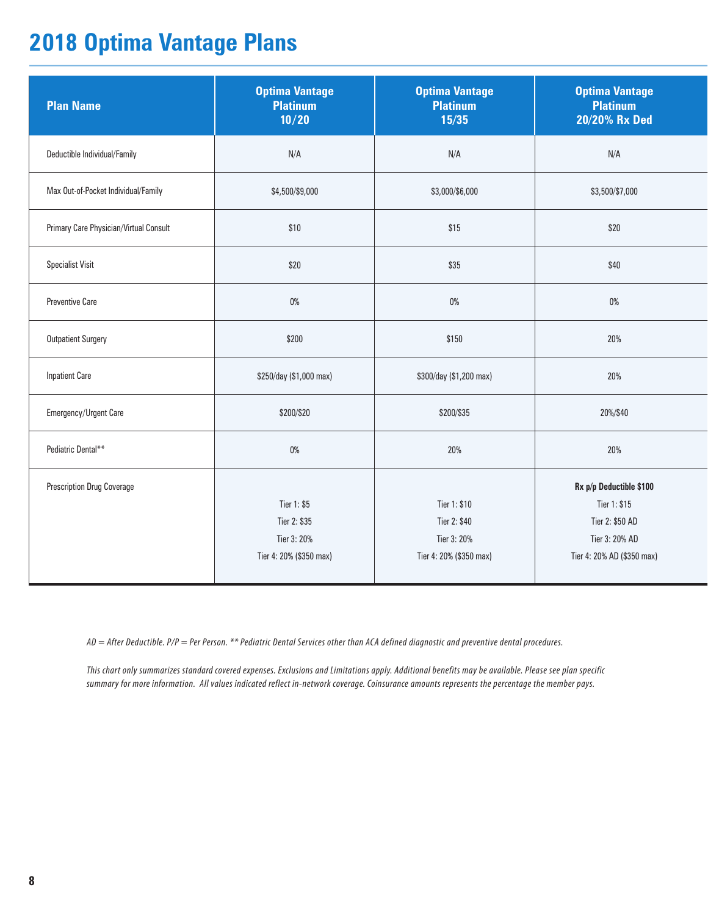# 2018 Optima Vantage Plans

| Plan Name | Optima Vantage Platinum 10/20 | Optima Vantage Platinum 15/35 | Optima Vantage Platinum 20/20% Rx Ded |
|---|---|---|---|
| Deductible Individual/Family | N/A | N/A | N/A |
| Max Out-of-Pocket Individual/Family | $4,500/$9,000 | $3,000/$6,000 | $3,500/$7,000 |
| Primary Care Physician/Virtual Consult | $10 | $15 | $20 |
| Specialist Visit | $20 | $35 | $40 |
| Preventive Care | 0% | 0% | 0% |
| Outpatient Surgery | $200 | $150 | 20% |
| Inpatient Care | $250/day ($1,000 max) | $300/day ($1,200 max) | 20% |
| Emergency/Urgent Care | $200/$20 | $200/$35 | 20%/$40 |
| Pediatric Dental** | 0% | 20% | 20% |
| Prescription Drug Coverage | Tier 1: $5<br>Tier 2: $35<br>Tier 3: 20%<br>Tier 4: 20% ($350 max) | Tier 1: $10<br>Tier 2: $40<br>Tier 3: 20%<br>Tier 4: 20% ($350 max) | **Rx p/p Deductible $100**<br>Tier 1: $15<br>Tier 2: $50 AD<br>Tier 3: 20% AD<br>Tier 4: 20% AD ($350 max) |

*AD = After Deductible. P/P = Per Person. ** Pediatric Dental Services other than ACA defined diagnostic and preventive dental procedures.*

*This chart only summarizes standard covered expenses. Exclusions and Limitations apply. Additional benefits may be available. Please see plan specific summary for more information. All values indicated reflect in-network coverage. Coinsurance amounts represents the percentage the member pays.*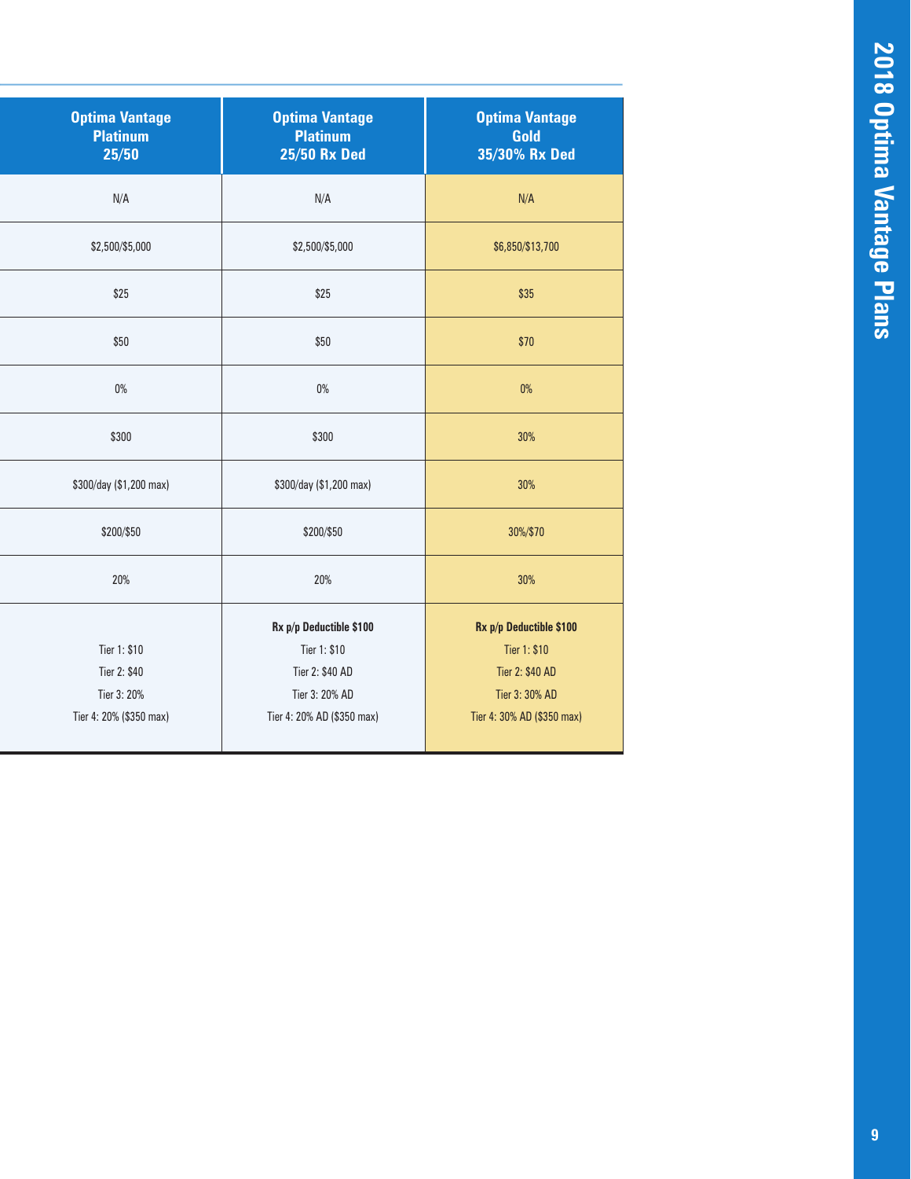| Optima Vantage Platinum 25/50 | Optima Vantage Platinum 25/50 Rx Ded | Optima Vantage Gold 35/30% Rx Ded |
|---|---|---|
| N/A | N/A | N/A |
| $2,500/$5,000 | $2,500/$5,000 | $6,850/$13,700 |
| $25 | $25 | $35 |
| $50 | $50 | $70 |
| 0% | 0% | 0% |
| $300 | $300 | 30% |
| $300/day ($1,200 max) | $300/day ($1,200 max) | 30% |
| $200/$50 | $200/$50 | 30%/$70 |
| 20% | 20% | 30% |
| Tier 1: $10<br>Tier 2: $40<br>Tier 3: 20%<br>Tier 4: 20% ($350 max) | **Rx p/p Deductible $100**<br>Tier 1: $10<br>Tier 2: $40 AD<br>Tier 3: 20% AD<br>Tier 4: 20% AD ($350 max) | **Rx p/p Deductible $100**<br>Tier 1: $10<br>Tier 2: $40 AD<br>Tier 3: 30% AD<br>Tier 4: 30% AD ($350 max) |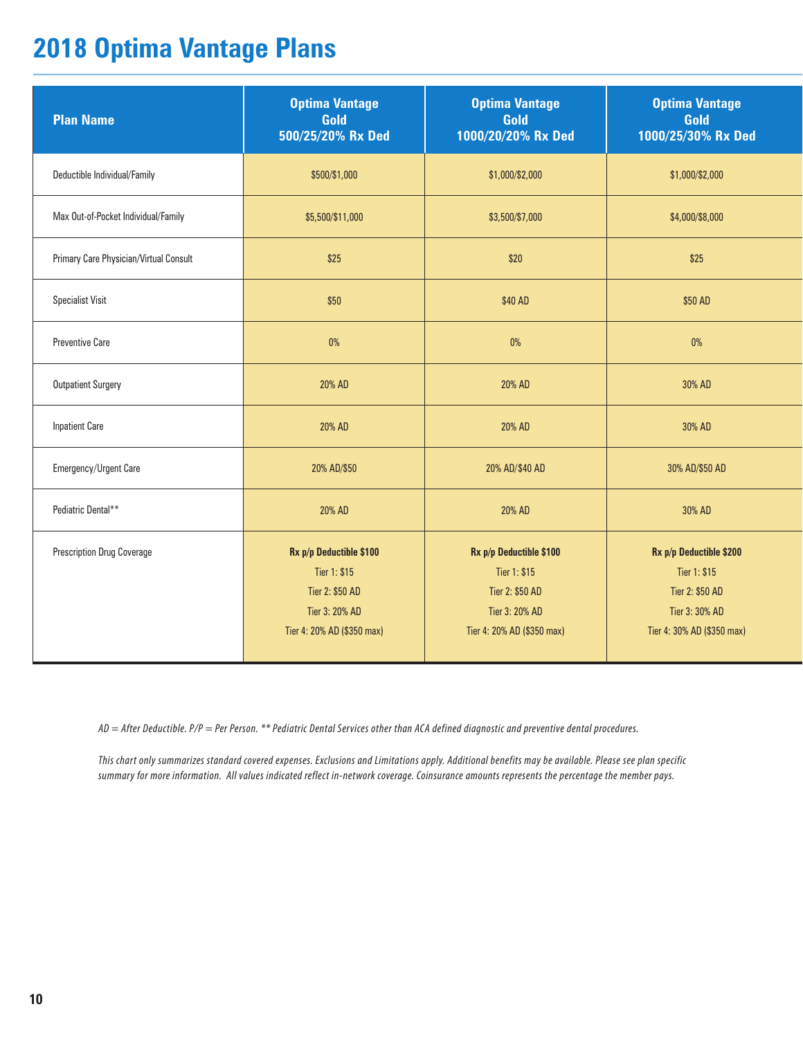# 2018 Optima Vantage Plans

| Plan Name | Optima Vantage Gold 500/25/20% Rx Ded | Optima Vantage Gold 1000/20/20% Rx Ded | Optima Vantage Gold 1000/25/30% Rx Ded |
|---|---|---|---|
| Deductible Individual/Family | $500/$1,000 | $1,000/$2,000 | $1,000/$2,000 |
| Max Out-of-Pocket Individual/Family | $5,500/$11,000 | $3,500/$7,000 | $4,000/$8,000 |
| Primary Care Physician/Virtual Consult | $25 | $20 | $25 |
| Specialist Visit | $50 | $40 AD | $50 AD |
| Preventive Care | 0% | 0% | 0% |
| Outpatient Surgery | 20% AD | 20% AD | 30% AD |
| Inpatient Care | 20% AD | 20% AD | 30% AD |
| Emergency/Urgent Care | 20% AD/$50 | 20% AD/$40 AD | 30% AD/$50 AD |
| Pediatric Dental** | 20% AD | 20% AD | 30% AD |
| Prescription Drug Coverage | **Rx p/p Deductible $100**<br>Tier 1: $15<br>Tier 2: $50 AD<br>Tier 3: 20% AD<br>Tier 4: 20% AD ($350 max) | **Rx p/p Deductible $100**<br>Tier 1: $15<br>Tier 2: $50 AD<br>Tier 3: 20% AD<br>Tier 4: 20% AD ($350 max) | **Rx p/p Deductible $200**<br>Tier 1: $15<br>Tier 2: $50 AD<br>Tier 3: 30% AD<br>Tier 4: 30% AD ($350 max) |

*AD = After Deductible. P/P = Per Person. ** Pediatric Dental Services other than ACA defined diagnostic and preventive dental procedures.*

*This chart only summarizes standard covered expenses. Exclusions and Limitations apply. Additional benefits may be available. Please see plan specific summary for more information. All values indicated reflect in-network coverage. Coinsurance amounts represents the percentage the member pays.*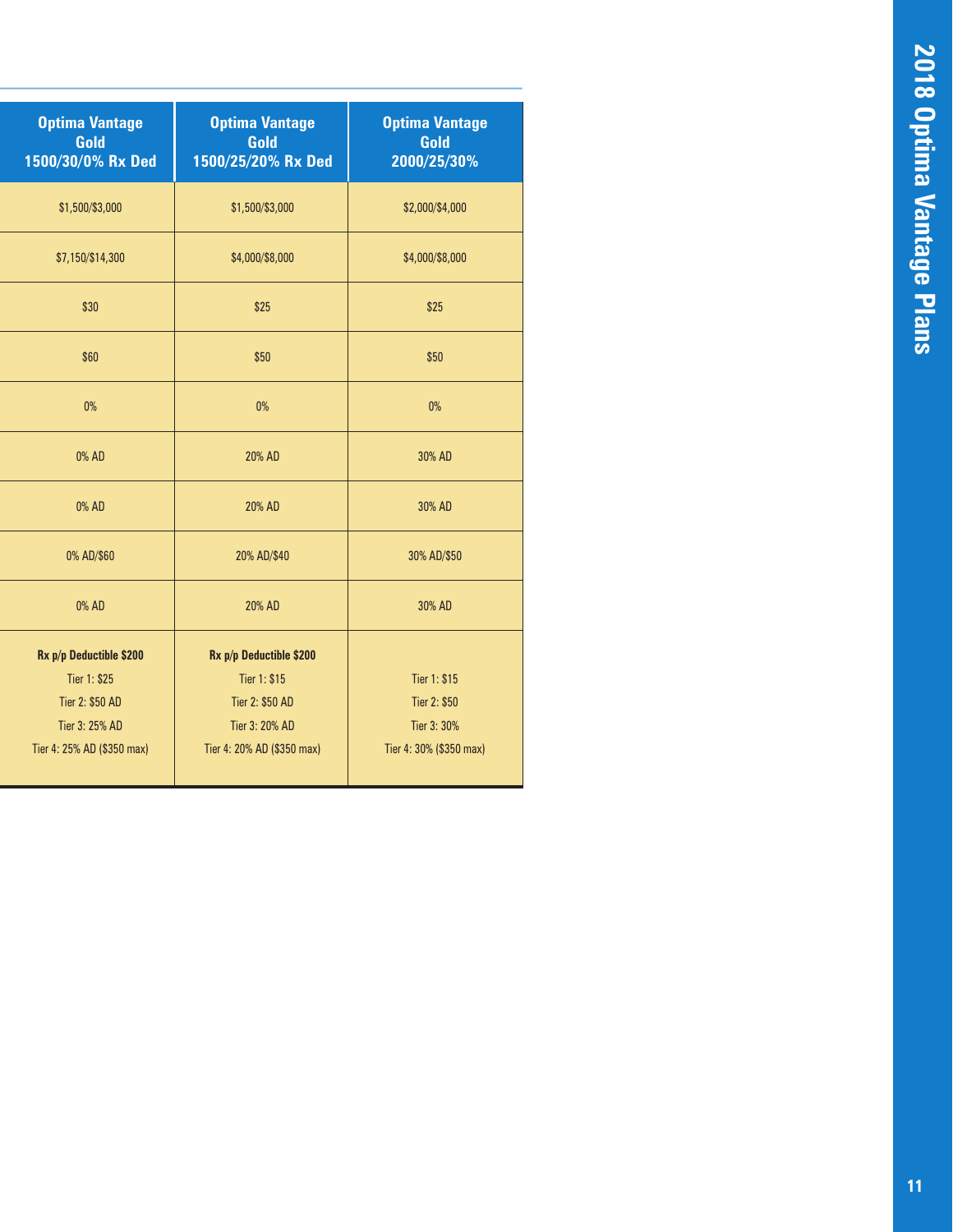| Optima Vantage Gold 1500/30/0% Rx Ded | Optima Vantage Gold 1500/25/20% Rx Ded | Optima Vantage Gold 2000/25/30% |
|---|---|---|
| $1,500/$3,000 | $1,500/$3,000 | $2,000/$4,000 |
| $7,150/$14,300 | $4,000/$8,000 | $4,000/$8,000 |
| $30 | $25 | $25 |
| $60 | $50 | $50 |
| 0% | 0% | 0% |
| 0% AD | 20% AD | 30% AD |
| 0% AD | 20% AD | 30% AD |
| 0% AD/$60 | 20% AD/$40 | 30% AD/$50 |
| 0% AD | 20% AD | 30% AD |
| **Rx p/p Deductible $200**<br>Tier 1: $25<br>Tier 2: $50 AD<br>Tier 3: 25% AD<br>Tier 4: 25% AD ($350 max) | **Rx p/p Deductible $200**<br>Tier 1: $15<br>Tier 2: $50 AD<br>Tier 3: 20% AD<br>Tier 4: 20% AD ($350 max) | Tier 1: $15<br>Tier 2: $50<br>Tier 3: 30%<br>Tier 4: 30% ($350 max) |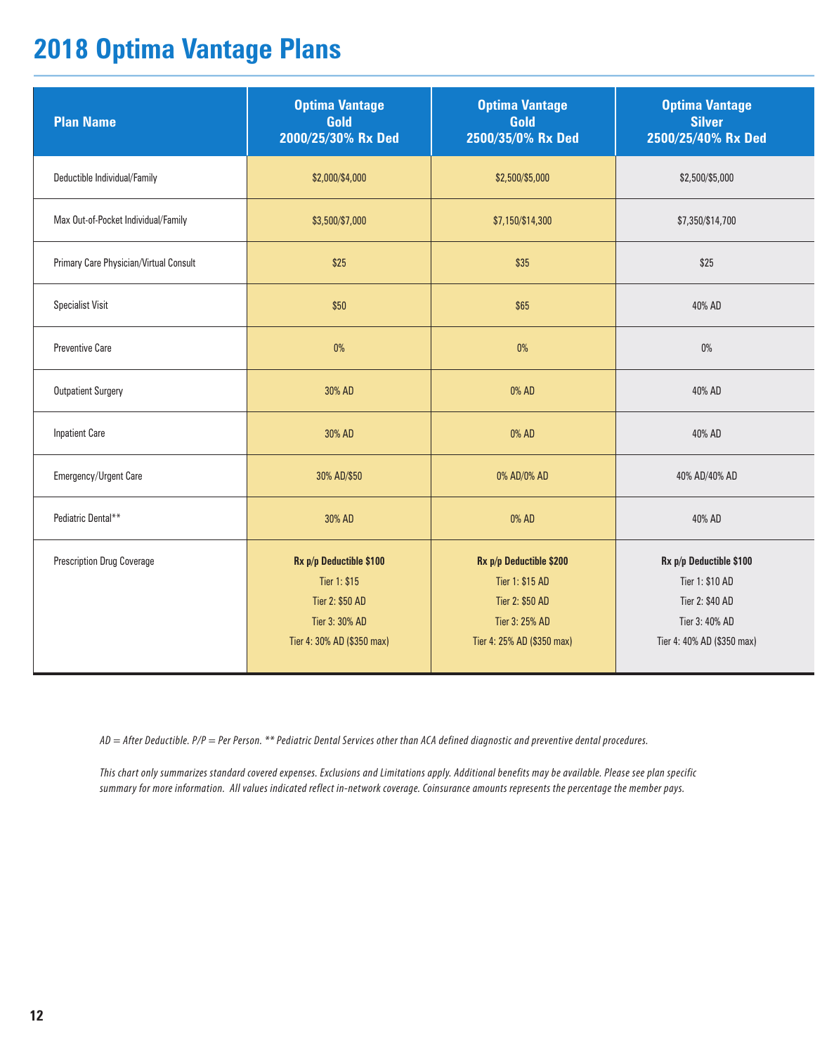# 2018 Optima Vantage Plans

| Plan Name | Optima Vantage Gold 2000/25/30% Rx Ded | Optima Vantage Gold 2500/35/0% Rx Ded | Optima Vantage Silver 2500/25/40% Rx Ded |
|---|---|---|---|
| Deductible Individual/Family | $2,000/$4,000 | $2,500/$5,000 | $2,500/$5,000 |
| Max Out-of-Pocket Individual/Family | $3,500/$7,000 | $7,150/$14,300 | $7,350/$14,700 |
| Primary Care Physician/Virtual Consult | $25 | $35 | $25 |
| Specialist Visit | $50 | $65 | 40% AD |
| Preventive Care | 0% | 0% | 0% |
| Outpatient Surgery | 30% AD | 0% AD | 40% AD |
| Inpatient Care | 30% AD | 0% AD | 40% AD |
| Emergency/Urgent Care | 30% AD/$50 | 0% AD/0% AD | 40% AD/40% AD |
| Pediatric Dental** | 30% AD | 0% AD | 40% AD |
| Prescription Drug Coverage | **Rx p/p Deductible $100**<br>Tier 1: $15<br>Tier 2: $50 AD<br>Tier 3: 30% AD<br>Tier 4: 30% AD ($350 max) | **Rx p/p Deductible $200**<br>Tier 1: $15 AD<br>Tier 2: $50 AD<br>Tier 3: 25% AD<br>Tier 4: 25% AD ($350 max) | **Rx p/p Deductible $100**<br>Tier 1: $10 AD<br>Tier 2: $40 AD<br>Tier 3: 40% AD<br>Tier 4: 40% AD ($350 max) |

*AD = After Deductible. P/P = Per Person. ** Pediatric Dental Services other than ACA defined diagnostic and preventive dental procedures.*

*This chart only summarizes standard covered expenses. Exclusions and Limitations apply. Additional benefits may be available. Please see plan specific summary for more information. All values indicated reflect in-network coverage. Coinsurance amounts represents the percentage the member pays.*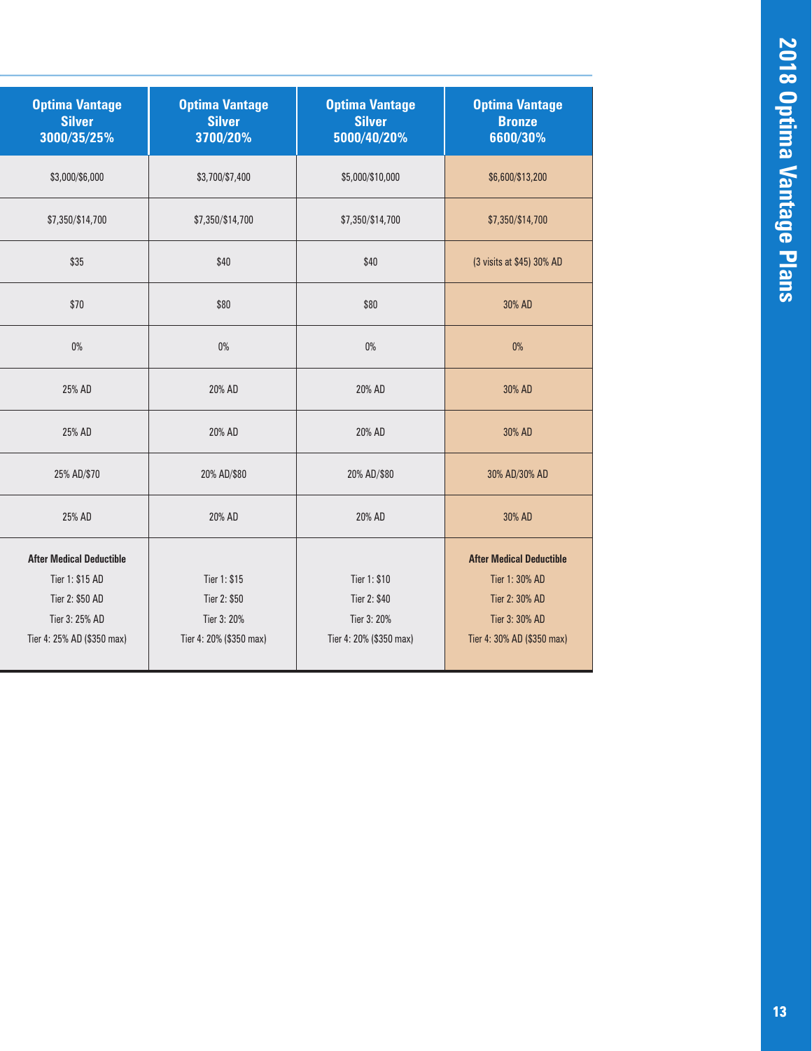| Optima Vantage Silver 3000/35/25% | Optima Vantage Silver 3700/20% | Optima Vantage Silver 5000/40/20% | Optima Vantage Bronze 6600/30% |
|---|---|---|---|
| $3,000/$6,000 | $3,700/$7,400 | $5,000/$10,000 | $6,600/$13,200 |
| $7,350/$14,700 | $7,350/$14,700 | $7,350/$14,700 | $7,350/$14,700 |
| $35 | $40 | $40 | (3 visits at $45) 30% AD |
| $70 | $80 | $80 | 30% AD |
| 0% | 0% | 0% | 0% |
| 25% AD | 20% AD | 20% AD | 30% AD |
| 25% AD | 20% AD | 20% AD | 30% AD |
| 25% AD/$70 | 20% AD/$80 | 20% AD/$80 | 30% AD/30% AD |
| 25% AD | 20% AD | 20% AD | 30% AD |
| **After Medical Deductible**<br>Tier 1: $15 AD<br>Tier 2: $50 AD<br>Tier 3: 25% AD<br>Tier 4: 25% AD ($350 max) | Tier 1: $15<br>Tier 2: $50<br>Tier 3: 20%<br>Tier 4: 20% ($350 max) | Tier 1: $10<br>Tier 2: $40<br>Tier 3: 20%<br>Tier 4: 20% ($350 max) | **After Medical Deductible**<br>Tier 1: 30% AD<br>Tier 2: 30% AD<br>Tier 3: 30% AD<br>Tier 4: 30% AD ($350 max) |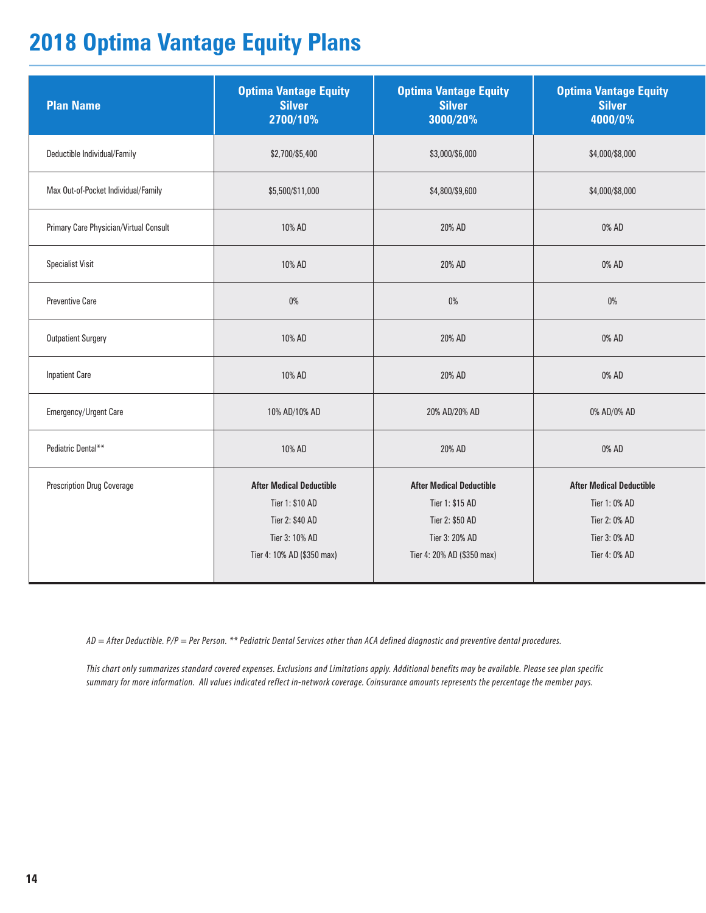# 2018 Optima Vantage Equity Plans

| Plan Name | Optima Vantage Equity Silver 2700/10% | Optima Vantage Equity Silver 3000/20% | Optima Vantage Equity Silver 4000/0% |
|---|---|---|---|
| Deductible Individual/Family | $2,700/$5,400 | $3,000/$6,000 | $4,000/$8,000 |
| Max Out-of-Pocket Individual/Family | $5,500/$11,000 | $4,800/$9,600 | $4,000/$8,000 |
| Primary Care Physician/Virtual Consult | 10% AD | 20% AD | 0% AD |
| Specialist Visit | 10% AD | 20% AD | 0% AD |
| Preventive Care | 0% | 0% | 0% |
| Outpatient Surgery | 10% AD | 20% AD | 0% AD |
| Inpatient Care | 10% AD | 20% AD | 0% AD |
| Emergency/Urgent Care | 10% AD/10% AD | 20% AD/20% AD | 0% AD/0% AD |
| Pediatric Dental** | 10% AD | 20% AD | 0% AD |
| Prescription Drug Coverage | **After Medical Deductible** Tier 1: $10 AD Tier 2: $40 AD Tier 3: 10% AD Tier 4: 10% AD ($350 max) | **After Medical Deductible** Tier 1: $15 AD Tier 2: $50 AD Tier 3: 20% AD Tier 4: 20% AD ($350 max) | **After Medical Deductible** Tier 1: 0% AD Tier 2: 0% AD Tier 3: 0% AD Tier 4: 0% AD |

*AD = After Deductible. P/P = Per Person. ** Pediatric Dental Services other than ACA defined diagnostic and preventive dental procedures.*

*This chart only summarizes standard covered expenses. Exclusions and Limitations apply. Additional benefits may be available. Please see plan specific summary for more information. All values indicated reflect in-network coverage. Coinsurance amounts represents the percentage the member pays.*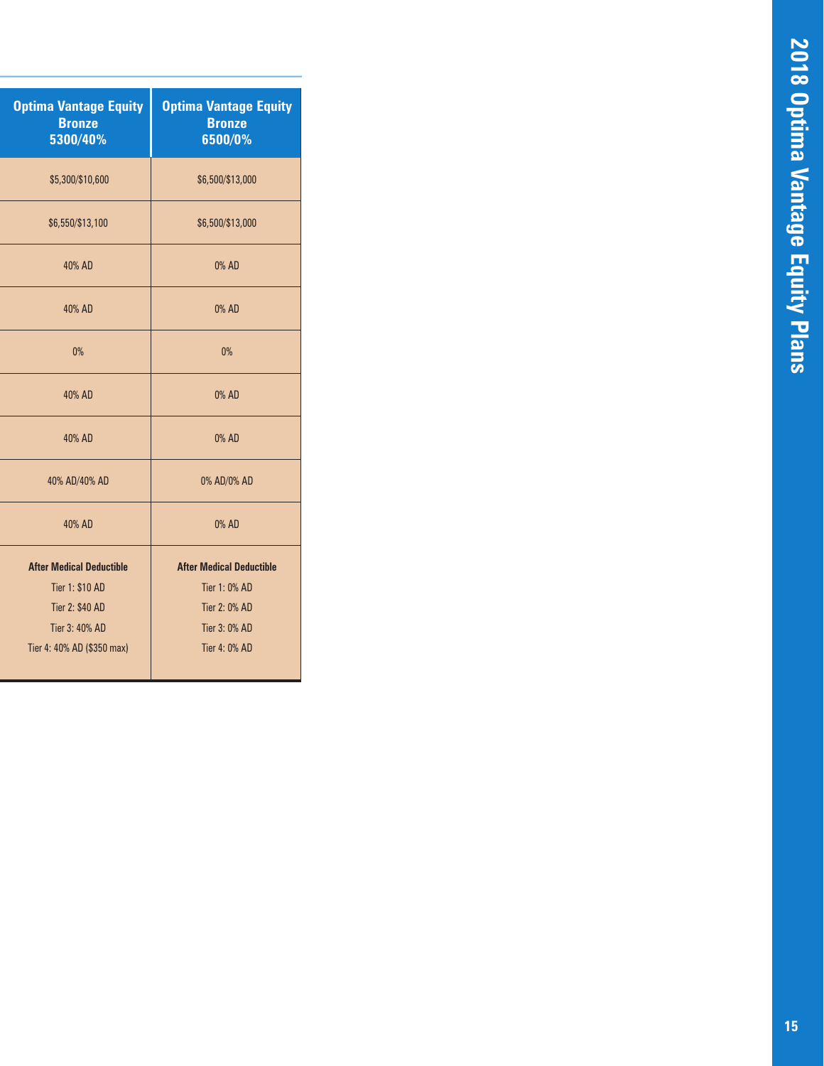| Optima Vantage Equity Bronze 5300/40% | Optima Vantage Equity Bronze 6500/0% |
|---|---|
| $5,300/$10,600 | $6,500/$13,000 |
| $6,550/$13,100 | $6,500/$13,000 |
| 40% AD | 0% AD |
| 40% AD | 0% AD |
| 0% | 0% |
| 40% AD | 0% AD |
| 40% AD | 0% AD |
| 40% AD/40% AD | 0% AD/0% AD |
| 40% AD | 0% AD |
| **After Medical Deductible** Tier 1: $10 AD Tier 2: $40 AD Tier 3: 40% AD Tier 4: 40% AD ($350 max) | **After Medical Deductible** Tier 1: 0% AD Tier 2: 0% AD Tier 3: 0% AD Tier 4: 0% AD |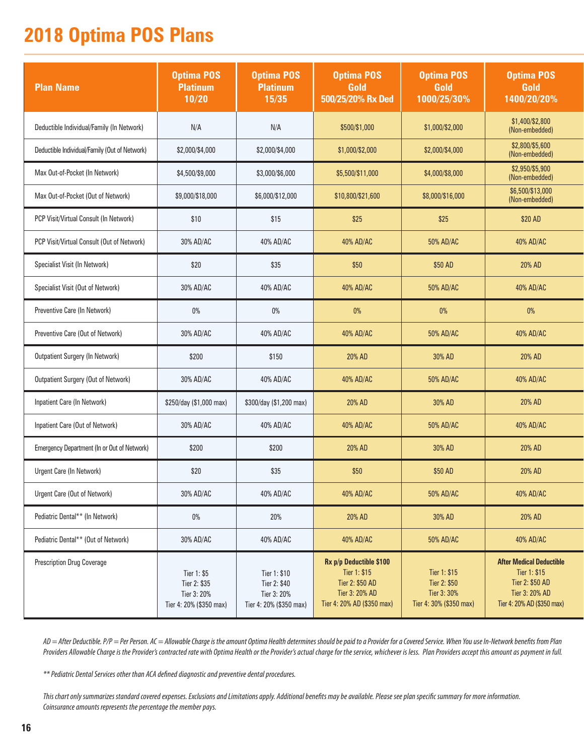# 2018 Optima POS Plans

| Plan Name | Optima POS Platinum 10/20 | Optima POS Platinum 15/35 | Optima POS Gold 500/25/20% Rx Ded | Optima POS Gold 1000/25/30% | Optima POS Gold 1400/20/20% |
|---|---|---|---|---|---|
| Deductible Individual/Family (In Network) | N/A | N/A | $500/$1,000 | $1,000/$2,000 | $1,400/$2,800 (Non-embedded) |
| Deductible Individual/Family (Out of Network) | $2,000/$4,000 | $2,000/$4,000 | $1,000/$2,000 | $2,000/$4,000 | $2,800/$5,600 (Non-embedded) |
| Max Out-of-Pocket (In Network) | $4,500/$9,000 | $3,000/$6,000 | $5,500/$11,000 | $4,000/$8,000 | $2,950/$5,900 (Non-embedded) |
| Max Out-of-Pocket (Out of Network) | $9,000/$18,000 | $6,000/$12,000 | $10,800/$21,600 | $8,000/$16,000 | $6,500/$13,000 (Non-embedded) |
| PCP Visit/Virtual Consult (In Network) | $10 | $15 | $25 | $25 | $20 AD |
| PCP Visit/Virtual Consult (Out of Network) | 30% AD/AC | 40% AD/AC | 40% AD/AC | 50% AD/AC | 40% AD/AC |
| Specialist Visit (In Network) | $20 | $35 | $50 | $50 AD | 20% AD |
| Specialist Visit (Out of Network) | 30% AD/AC | 40% AD/AC | 40% AD/AC | 50% AD/AC | 40% AD/AC |
| Preventive Care (In Network) | 0% | 0% | 0% | 0% | 0% |
| Preventive Care (Out of Network) | 30% AD/AC | 40% AD/AC | 40% AD/AC | 50% AD/AC | 40% AD/AC |
| Outpatient Surgery (In Network) | $200 | $150 | 20% AD | 30% AD | 20% AD |
| Outpatient Surgery (Out of Network) | 30% AD/AC | 40% AD/AC | 40% AD/AC | 50% AD/AC | 40% AD/AC |
| Inpatient Care (In Network) | $250/day ($1,000 max) | $300/day ($1,200 max) | 20% AD | 30% AD | 20% AD |
| Inpatient Care (Out of Network) | 30% AD/AC | 40% AD/AC | 40% AD/AC | 50% AD/AC | 40% AD/AC |
| Emergency Department (In or Out of Network) | $200 | $200 | 20% AD | 30% AD | 20% AD |
| Urgent Care (In Network) | $20 | $35 | $50 | $50 AD | 20% AD |
| Urgent Care (Out of Network) | 30% AD/AC | 40% AD/AC | 40% AD/AC | 50% AD/AC | 40% AD/AC |
| Pediatric Dental** (In Network) | 0% | 20% | 20% AD | 30% AD | 20% AD |
| Pediatric Dental** (Out of Network) | 30% AD/AC | 40% AD/AC | 40% AD/AC | 50% AD/AC | 40% AD/AC |
| Prescription Drug Coverage | Tier 1: $5<br>Tier 2: $35<br>Tier 3: 20%<br>Tier 4: 20% ($350 max) | Tier 1: $10<br>Tier 2: $40<br>Tier 3: 20%<br>Tier 4: 20% ($350 max) | **Rx p/p Deductible $100**<br>Tier 1: $15<br>Tier 2: $50 AD<br>Tier 3: 20% AD<br>Tier 4: 20% AD ($350 max) | Tier 1: $15<br>Tier 2: $50<br>Tier 3: 30%<br>Tier 4: 30% ($350 max) | **After Medical Deductible**<br>Tier 1: $15<br>Tier 2: $50 AD<br>Tier 3: 20% AD<br>Tier 4: 20% AD ($350 max) |

*AD = After Deductible. P/P = Per Person. AC = Allowable Charge is the amount Optima Health determines should be paid to a Provider for a Covered Service. When You use In-Network benefits from Plan Providers Allowable Charge is the Provider's contracted rate with Optima Health or the Provider's actual charge for the service, whichever is less. Plan Providers accept this amount as payment in full.*

*** Pediatric Dental Services other than ACA defined diagnostic and preventive dental procedures.*

*This chart only summarizes standard covered expenses. Exclusions and Limitations apply. Additional benefits may be available. Please see plan specific summary for more information. Coinsurance amounts represents the percentage the member pays.*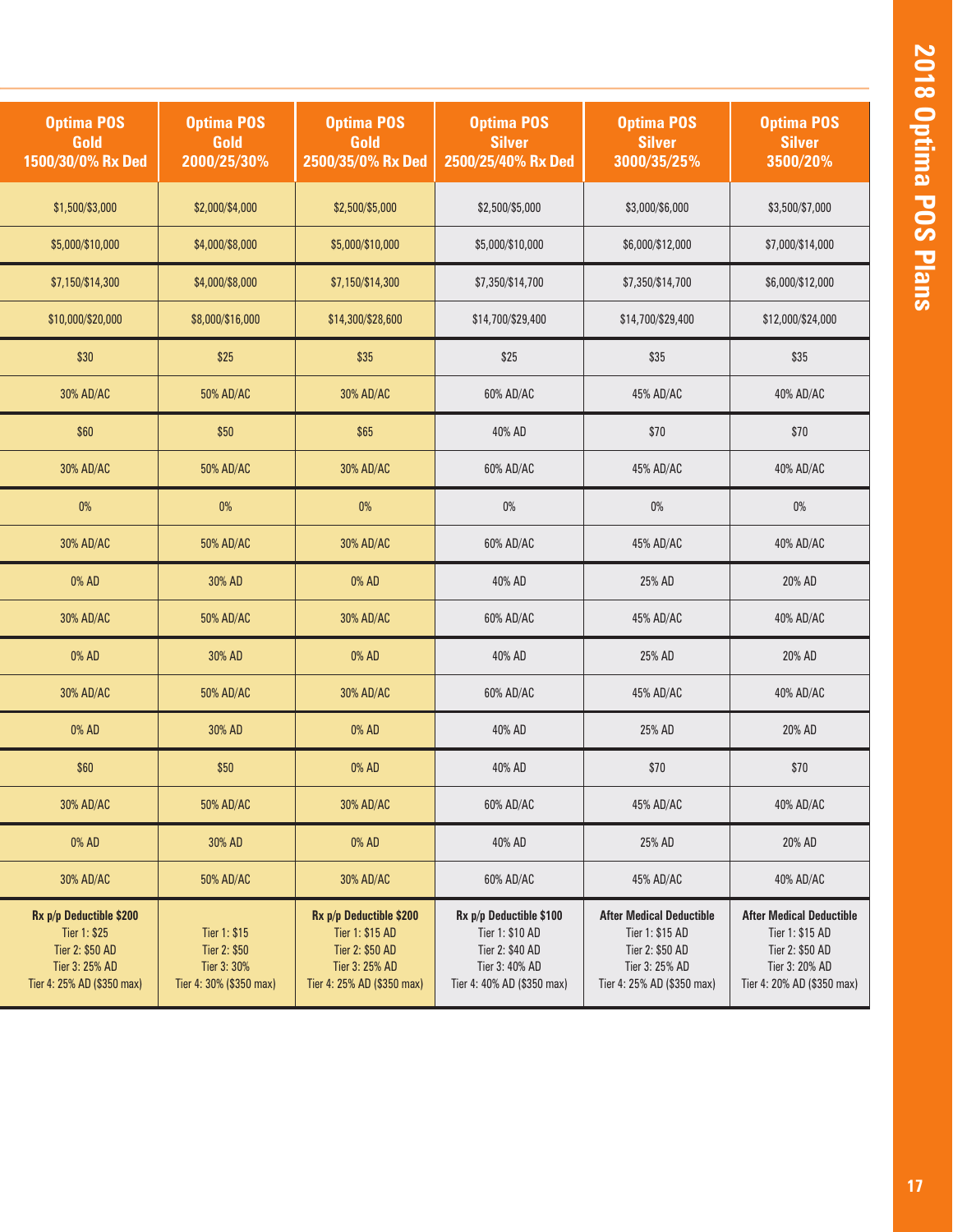| Optima POS Gold 1500/30/0% Rx Ded | Optima POS Gold 2000/25/30% | Optima POS Gold 2500/35/0% Rx Ded | Optima POS Silver 2500/25/40% Rx Ded | Optima POS Silver 3000/35/25% | Optima POS Silver 3500/20% |
|---|---|---|---|---|---|
| $1,500/$3,000 | $2,000/$4,000 | $2,500/$5,000 | $2,500/$5,000 | $3,000/$6,000 | $3,500/$7,000 |
| $5,000/$10,000 | $4,000/$8,000 | $5,000/$10,000 | $5,000/$10,000 | $6,000/$12,000 | $7,000/$14,000 |
| $7,150/$14,300 | $4,000/$8,000 | $7,150/$14,300 | $7,350/$14,700 | $7,350/$14,700 | $6,000/$12,000 |
| $10,000/$20,000 | $8,000/$16,000 | $14,300/$28,600 | $14,700/$29,400 | $14,700/$29,400 | $12,000/$24,000 |
| $30 | $25 | $35 | $25 | $35 | $35 |
| 30% AD/AC | 50% AD/AC | 30% AD/AC | 60% AD/AC | 45% AD/AC | 40% AD/AC |
| $60 | $50 | $65 | 40% AD | $70 | $70 |
| 30% AD/AC | 50% AD/AC | 30% AD/AC | 60% AD/AC | 45% AD/AC | 40% AD/AC |
| 0% | 0% | 0% | 0% | 0% | 0% |
| 30% AD/AC | 50% AD/AC | 30% AD/AC | 60% AD/AC | 45% AD/AC | 40% AD/AC |
| 0% AD | 30% AD | 0% AD | 40% AD | 25% AD | 20% AD |
| 30% AD/AC | 50% AD/AC | 30% AD/AC | 60% AD/AC | 45% AD/AC | 40% AD/AC |
| 0% AD | 30% AD | 0% AD | 40% AD | 25% AD | 20% AD |
| 30% AD/AC | 50% AD/AC | 30% AD/AC | 60% AD/AC | 45% AD/AC | 40% AD/AC |
| 0% AD | 30% AD | 0% AD | 40% AD | 25% AD | 20% AD |
| $60 | $50 | 0% AD | 40% AD | $70 | $70 |
| 30% AD/AC | 50% AD/AC | 30% AD/AC | 60% AD/AC | 45% AD/AC | 40% AD/AC |
| 0% AD | 30% AD | 0% AD | 40% AD | 25% AD | 20% AD |
| 30% AD/AC | 50% AD/AC | 30% AD/AC | 60% AD/AC | 45% AD/AC | 40% AD/AC |
| **Rx p/p Deductible $200** Tier 1: $25 Tier 2: $50 AD Tier 3: 25% AD Tier 4: 25% AD ($350 max) | Tier 1: $15 Tier 2: $50 Tier 3: 30% Tier 4: 30% ($350 max) | **Rx p/p Deductible $200** Tier 1: $15 AD Tier 2: $50 AD Tier 3: 25% AD Tier 4: 25% AD ($350 max) | **Rx p/p Deductible $100** Tier 1: $10 AD Tier 2: $40 AD Tier 3: 40% AD Tier 4: 40% AD ($350 max) | **After Medical Deductible** Tier 1: $15 AD Tier 2: $50 AD Tier 3: 25% AD Tier 4: 25% AD ($350 max) | **After Medical Deductible** Tier 1: $15 AD Tier 2: $50 AD Tier 3: 20% AD Tier 4: 20% AD ($350 max) |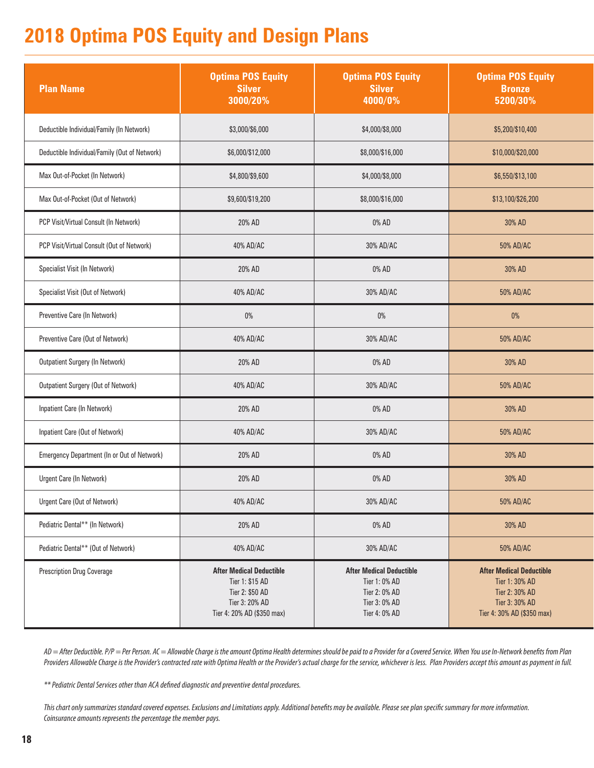# 2018 Optima POS Equity and Design Plans

| Plan Name | Optima POS Equity Silver 3000/20% | Optima POS Equity Silver 4000/0% | Optima POS Equity Bronze 5200/30% |
|---|---|---|---|
| Deductible Individual/Family (In Network) | $3,000/$6,000 | $4,000/$8,000 | $5,200/$10,400 |
| Deductible Individual/Family (Out of Network) | $6,000/$12,000 | $8,000/$16,000 | $10,000/$20,000 |
| Max Out-of-Pocket (In Network) | $4,800/$9,600 | $4,000/$8,000 | $6,550/$13,100 |
| Max Out-of-Pocket (Out of Network) | $9,600/$19,200 | $8,000/$16,000 | $13,100/$26,200 |
| PCP Visit/Virtual Consult (In Network) | 20% AD | 0% AD | 30% AD |
| PCP Visit/Virtual Consult (Out of Network) | 40% AD/AC | 30% AD/AC | 50% AD/AC |
| Specialist Visit (In Network) | 20% AD | 0% AD | 30% AD |
| Specialist Visit (Out of Network) | 40% AD/AC | 30% AD/AC | 50% AD/AC |
| Preventive Care (In Network) | 0% | 0% | 0% |
| Preventive Care (Out of Network) | 40% AD/AC | 30% AD/AC | 50% AD/AC |
| Outpatient Surgery (In Network) | 20% AD | 0% AD | 30% AD |
| Outpatient Surgery (Out of Network) | 40% AD/AC | 30% AD/AC | 50% AD/AC |
| Inpatient Care (In Network) | 20% AD | 0% AD | 30% AD |
| Inpatient Care (Out of Network) | 40% AD/AC | 30% AD/AC | 50% AD/AC |
| Emergency Department (In or Out of Network) | 20% AD | 0% AD | 30% AD |
| Urgent Care (In Network) | 20% AD | 0% AD | 30% AD |
| Urgent Care (Out of Network) | 40% AD/AC | 30% AD/AC | 50% AD/AC |
| Pediatric Dental** (In Network) | 20% AD | 0% AD | 30% AD |
| Pediatric Dental** (Out of Network) | 40% AD/AC | 30% AD/AC | 50% AD/AC |
| Prescription Drug Coverage | **After Medical Deductible** Tier 1: $15 AD Tier 2: $50 AD Tier 3: 20% AD Tier 4: 20% AD ($350 max) | **After Medical Deductible** Tier 1: 0% AD Tier 2: 0% AD Tier 3: 0% AD Tier 4: 0% AD | **After Medical Deductible** Tier 1: 30% AD Tier 2: 30% AD Tier 3: 30% AD Tier 4: 30% AD ($350 max) |

*AD = After Deductible. P/P = Per Person. AC = Allowable Charge is the amount Optima Health determines should be paid to a Provider for a Covered Service. When You use In-Network benefits from Plan Providers Allowable Charge is the Provider's contracted rate with Optima Health or the Provider's actual charge for the service, whichever is less. Plan Providers accept this amount as payment in full.*

*** Pediatric Dental Services other than ACA defined diagnostic and preventive dental procedures.*

*This chart only summarizes standard covered expenses. Exclusions and Limitations apply. Additional benefits may be available. Please see plan specific summary for more information. Coinsurance amounts represents the percentage the member pays.*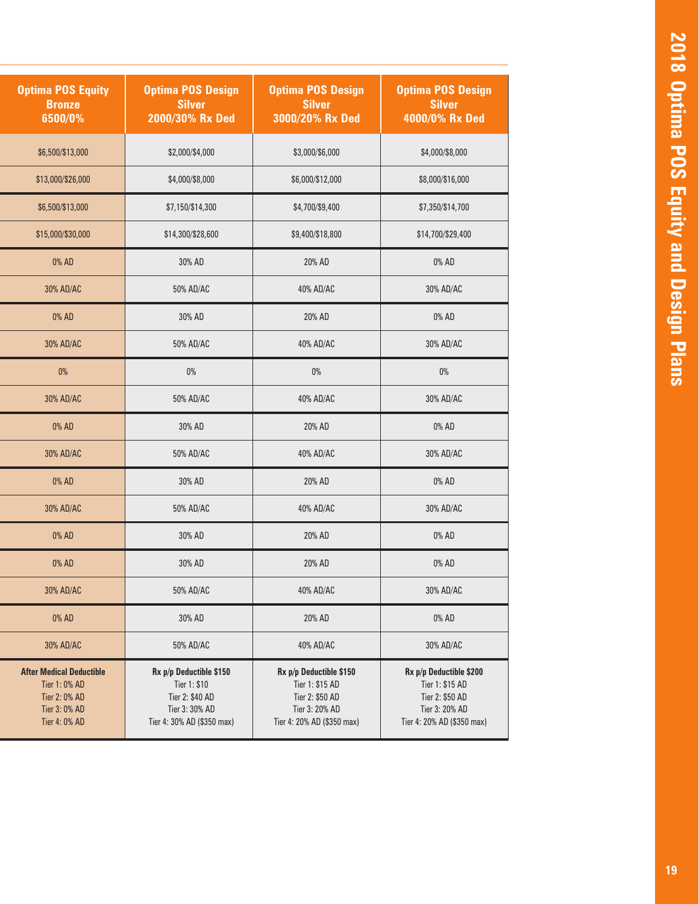| Optima POS Equity Bronze 6500/0% | Optima POS Design Silver 2000/30% Rx Ded | Optima POS Design Silver 3000/20% Rx Ded | Optima POS Design Silver 4000/0% Rx Ded |
|---|---|---|---|
| $6,500/$13,000 | $2,000/$4,000 | $3,000/$6,000 | $4,000/$8,000 |
| $13,000/$26,000 | $4,000/$8,000 | $6,000/$12,000 | $8,000/$16,000 |
| $6,500/$13,000 | $7,150/$14,300 | $4,700/$9,400 | $7,350/$14,700 |
| $15,000/$30,000 | $14,300/$28,600 | $9,400/$18,800 | $14,700/$29,400 |
| 0% AD | 30% AD | 20% AD | 0% AD |
| 30% AD/AC | 50% AD/AC | 40% AD/AC | 30% AD/AC |
| 0% AD | 30% AD | 20% AD | 0% AD |
| 30% AD/AC | 50% AD/AC | 40% AD/AC | 30% AD/AC |
| 0% | 0% | 0% | 0% |
| 30% AD/AC | 50% AD/AC | 40% AD/AC | 30% AD/AC |
| 0% AD | 30% AD | 20% AD | 0% AD |
| 30% AD/AC | 50% AD/AC | 40% AD/AC | 30% AD/AC |
| 0% AD | 30% AD | 20% AD | 0% AD |
| 30% AD/AC | 50% AD/AC | 40% AD/AC | 30% AD/AC |
| 0% AD | 30% AD | 20% AD | 0% AD |
| 0% AD | 30% AD | 20% AD | 0% AD |
| 30% AD/AC | 50% AD/AC | 40% AD/AC | 30% AD/AC |
| 0% AD | 30% AD | 20% AD | 0% AD |
| 30% AD/AC | 50% AD/AC | 40% AD/AC | 30% AD/AC |
| **After Medical Deductible** Tier 1: 0% AD Tier 2: 0% AD Tier 3: 0% AD Tier 4: 0% AD | **Rx p/p Deductible $150** Tier 1: $10 Tier 2: $40 AD Tier 3: 30% AD Tier 4: 30% AD ($350 max) | **Rx p/p Deductible $150** Tier 1: $15 AD Tier 2: $50 AD Tier 3: 20% AD Tier 4: 20% AD ($350 max) | **Rx p/p Deductible $200** Tier 1: $15 AD Tier 2: $50 AD Tier 3: 20% AD Tier 4: 20% AD ($350 max) |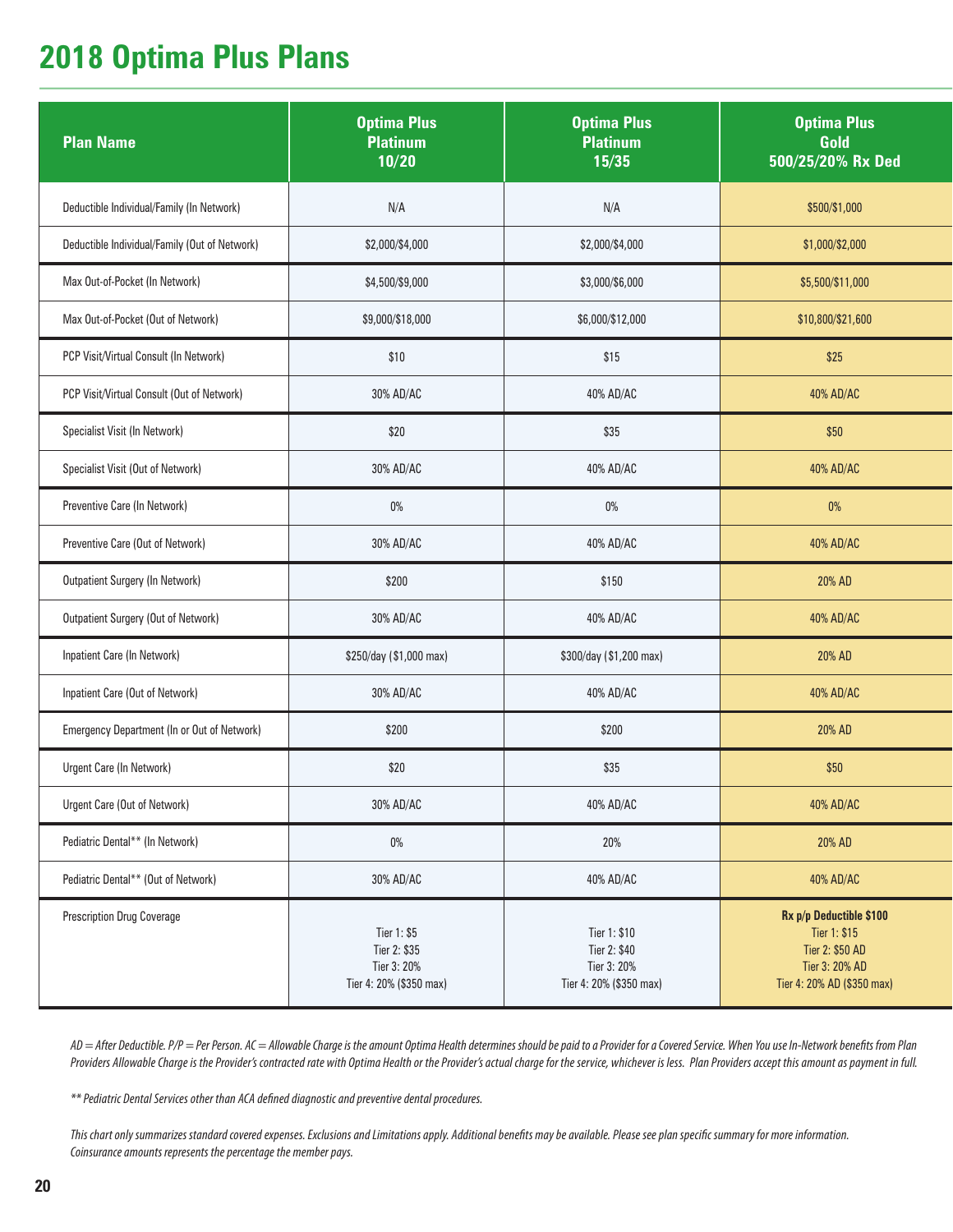# 2018 Optima Plus Plans

| Plan Name | Optima Plus Platinum 10/20 | Optima Plus Platinum 15/35 | Optima Plus Gold 500/25/20% Rx Ded |
|---|---|---|---|
| Deductible Individual/Family (In Network) | N/A | N/A | $500/$1,000 |
| Deductible Individual/Family (Out of Network) | $2,000/$4,000 | $2,000/$4,000 | $1,000/$2,000 |
| Max Out-of-Pocket (In Network) | $4,500/$9,000 | $3,000/$6,000 | $5,500/$11,000 |
| Max Out-of-Pocket (Out of Network) | $9,000/$18,000 | $6,000/$12,000 | $10,800/$21,600 |
| PCP Visit/Virtual Consult (In Network) | $10 | $15 | $25 |
| PCP Visit/Virtual Consult (Out of Network) | 30% AD/AC | 40% AD/AC | 40% AD/AC |
| Specialist Visit (In Network) | $20 | $35 | $50 |
| Specialist Visit (Out of Network) | 30% AD/AC | 40% AD/AC | 40% AD/AC |
| Preventive Care (In Network) | 0% | 0% | 0% |
| Preventive Care (Out of Network) | 30% AD/AC | 40% AD/AC | 40% AD/AC |
| Outpatient Surgery (In Network) | $200 | $150 | 20% AD |
| Outpatient Surgery (Out of Network) | 30% AD/AC | 40% AD/AC | 40% AD/AC |
| Inpatient Care (In Network) | $250/day ($1,000 max) | $300/day ($1,200 max) | 20% AD |
| Inpatient Care (Out of Network) | 30% AD/AC | 40% AD/AC | 40% AD/AC |
| Emergency Department (In or Out of Network) | $200 | $200 | 20% AD |
| Urgent Care (In Network) | $20 | $35 | $50 |
| Urgent Care (Out of Network) | 30% AD/AC | 40% AD/AC | 40% AD/AC |
| Pediatric Dental** (In Network) | 0% | 20% | 20% AD |
| Pediatric Dental** (Out of Network) | 30% AD/AC | 40% AD/AC | 40% AD/AC |
| Prescription Drug Coverage | Tier 1: $5<br>Tier 2: $35<br>Tier 3: 20%<br>Tier 4: 20% ($350 max) | Tier 1: $10<br>Tier 2: $40<br>Tier 3: 20%<br>Tier 4: 20% ($350 max) | **Rx p/p Deductible $100**<br>Tier 1: $15<br>Tier 2: $50 AD<br>Tier 3: 20% AD<br>Tier 4: 20% AD ($350 max) |

*AD = After Deductible. P/P = Per Person. AC = Allowable Charge is the amount Optima Health determines should be paid to a Provider for a Covered Service. When You use In-Network benefits from Plan Providers Allowable Charge is the Provider's contracted rate with Optima Health or the Provider's actual charge for the service, whichever is less. Plan Providers accept this amount as payment in full.*

*** Pediatric Dental Services other than ACA defined diagnostic and preventive dental procedures.*

*This chart only summarizes standard covered expenses. Exclusions and Limitations apply. Additional benefits may be available. Please see plan specific summary for more information. Coinsurance amounts represents the percentage the member pays.*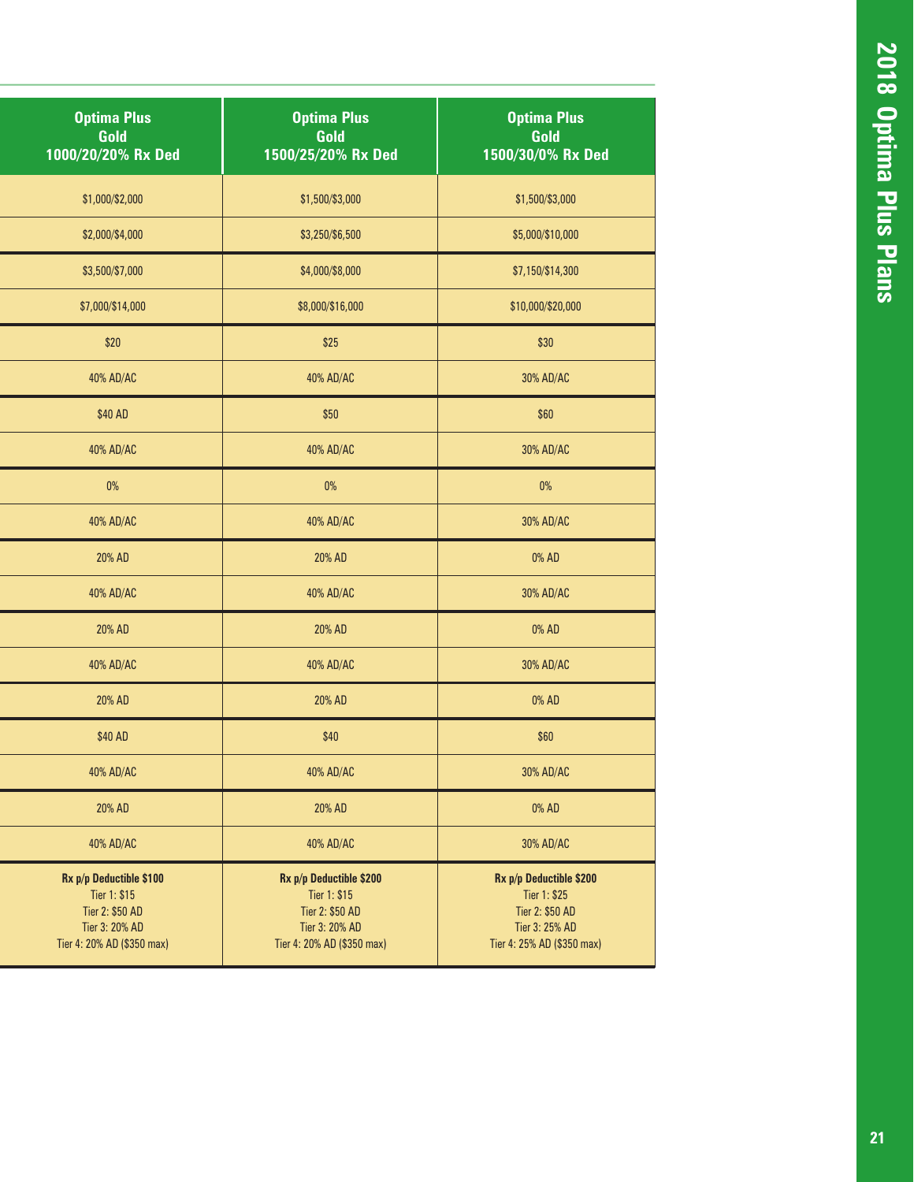| Optima Plus Gold 1000/20/20% Rx Ded | Optima Plus Gold 1500/25/20% Rx Ded | Optima Plus Gold 1500/30/0% Rx Ded |
|---|---|---|
| $1,000/$2,000 | $1,500/$3,000 | $1,500/$3,000 |
| $2,000/$4,000 | $3,250/$6,500 | $5,000/$10,000 |
| $3,500/$7,000 | $4,000/$8,000 | $7,150/$14,300 |
| $7,000/$14,000 | $8,000/$16,000 | $10,000/$20,000 |
| $20 | $25 | $30 |
| 40% AD/AC | 40% AD/AC | 30% AD/AC |
| $40 AD | $50 | $60 |
| 40% AD/AC | 40% AD/AC | 30% AD/AC |
| 0% | 0% | 0% |
| 40% AD/AC | 40% AD/AC | 30% AD/AC |
| 20% AD | 20% AD | 0% AD |
| 40% AD/AC | 40% AD/AC | 30% AD/AC |
| 20% AD | 20% AD | 0% AD |
| 40% AD/AC | 40% AD/AC | 30% AD/AC |
| 20% AD | 20% AD | 0% AD |
| $40 AD | $40 | $60 |
| 40% AD/AC | 40% AD/AC | 30% AD/AC |
| 20% AD | 20% AD | 0% AD |
| 40% AD/AC | 40% AD/AC | 30% AD/AC |
| **Rx p/p Deductible $100**<br>Tier 1: $15<br>Tier 2: $50 AD<br>Tier 3: 20% AD<br>Tier 4: 20% AD ($350 max) | **Rx p/p Deductible $200**<br>Tier 1: $15<br>Tier 2: $50 AD<br>Tier 3: 20% AD<br>Tier 4: 20% AD ($350 max) | **Rx p/p Deductible $200**<br>Tier 1: $25<br>Tier 2: $50 AD<br>Tier 3: 25% AD<br>Tier 4: 25% AD ($350 max) |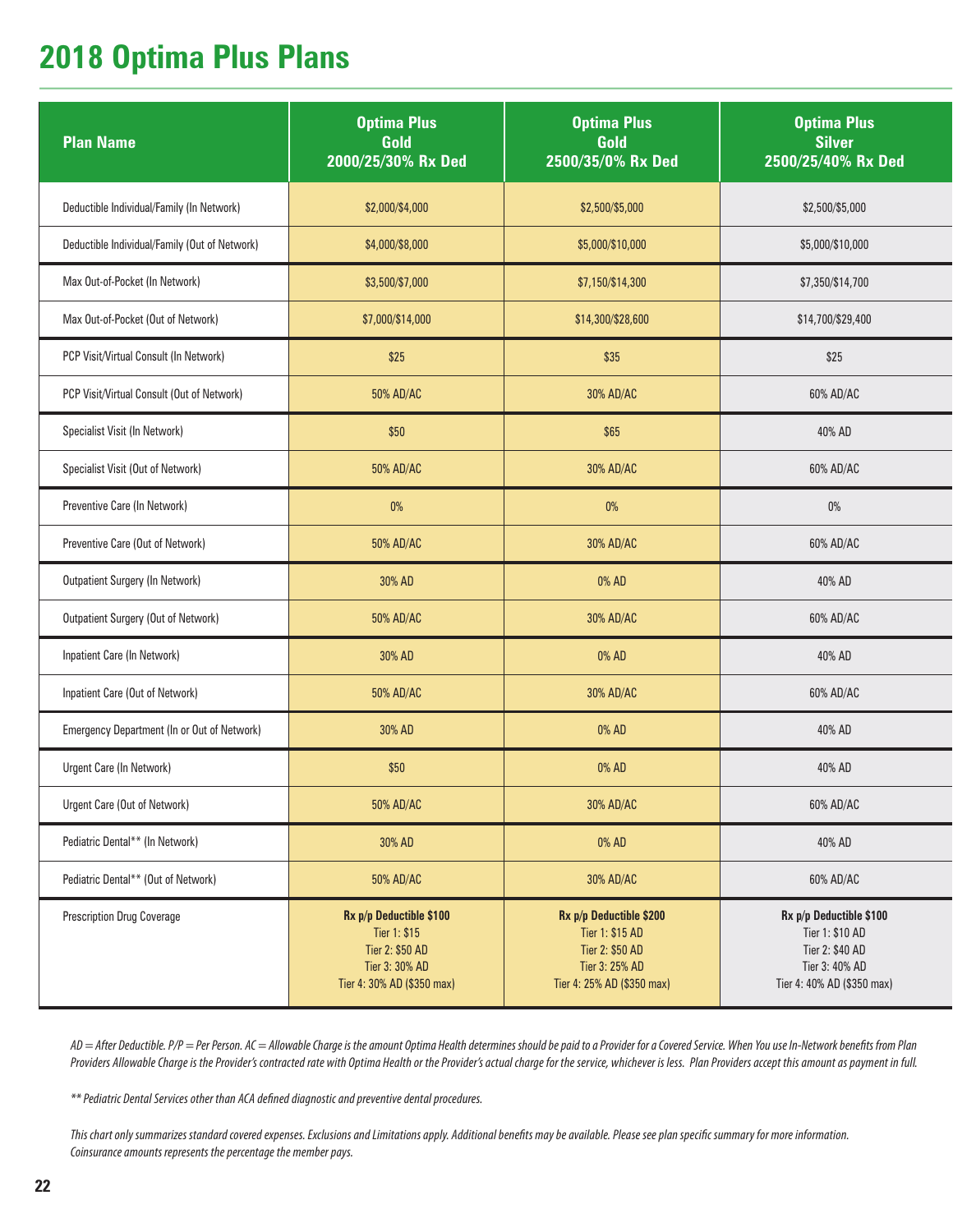# 2018 Optima Plus Plans

| Plan Name | Optima Plus Gold 2000/25/30% Rx Ded | Optima Plus Gold 2500/35/0% Rx Ded | Optima Plus Silver 2500/25/40% Rx Ded |
|---|---|---|---|
| Deductible Individual/Family (In Network) | $2,000/$4,000 | $2,500/$5,000 | $2,500/$5,000 |
| Deductible Individual/Family (Out of Network) | $4,000/$8,000 | $5,000/$10,000 | $5,000/$10,000 |
| Max Out-of-Pocket (In Network) | $3,500/$7,000 | $7,150/$14,300 | $7,350/$14,700 |
| Max Out-of-Pocket (Out of Network) | $7,000/$14,000 | $14,300/$28,600 | $14,700/$29,400 |
| PCP Visit/Virtual Consult (In Network) | $25 | $35 | $25 |
| PCP Visit/Virtual Consult (Out of Network) | 50% AD/AC | 30% AD/AC | 60% AD/AC |
| Specialist Visit (In Network) | $50 | $65 | 40% AD |
| Specialist Visit (Out of Network) | 50% AD/AC | 30% AD/AC | 60% AD/AC |
| Preventive Care (In Network) | 0% | 0% | 0% |
| Preventive Care (Out of Network) | 50% AD/AC | 30% AD/AC | 60% AD/AC |
| Outpatient Surgery (In Network) | 30% AD | 0% AD | 40% AD |
| Outpatient Surgery (Out of Network) | 50% AD/AC | 30% AD/AC | 60% AD/AC |
| Inpatient Care (In Network) | 30% AD | 0% AD | 40% AD |
| Inpatient Care (Out of Network) | 50% AD/AC | 30% AD/AC | 60% AD/AC |
| Emergency Department (In or Out of Network) | 30% AD | 0% AD | 40% AD |
| Urgent Care (In Network) | $50 | 0% AD | 40% AD |
| Urgent Care (Out of Network) | 50% AD/AC | 30% AD/AC | 60% AD/AC |
| Pediatric Dental** (In Network) | 30% AD | 0% AD | 40% AD |
| Pediatric Dental** (Out of Network) | 50% AD/AC | 30% AD/AC | 60% AD/AC |
| Prescription Drug Coverage | **Rx p/p Deductible $100** Tier 1: $15 Tier 2: $50 AD Tier 3: 30% AD Tier 4: 30% AD ($350 max) | **Rx p/p Deductible $200** Tier 1: $15 AD Tier 2: $50 AD Tier 3: 25% AD Tier 4: 25% AD ($350 max) | **Rx p/p Deductible $100** Tier 1: $10 AD Tier 2: $40 AD Tier 3: 40% AD Tier 4: 40% AD ($350 max) |

*AD = After Deductible. P/P = Per Person. AC = Allowable Charge is the amount Optima Health determines should be paid to a Provider for a Covered Service. When You use In-Network benefits from Plan Providers Allowable Charge is the Provider's contracted rate with Optima Health or the Provider's actual charge for the service, whichever is less. Plan Providers accept this amount as payment in full.*

*** Pediatric Dental Services other than ACA defined diagnostic and preventive dental procedures.*

*This chart only summarizes standard covered expenses. Exclusions and Limitations apply. Additional benefits may be available. Please see plan specific summary for more information. Coinsurance amounts represents the percentage the member pays.*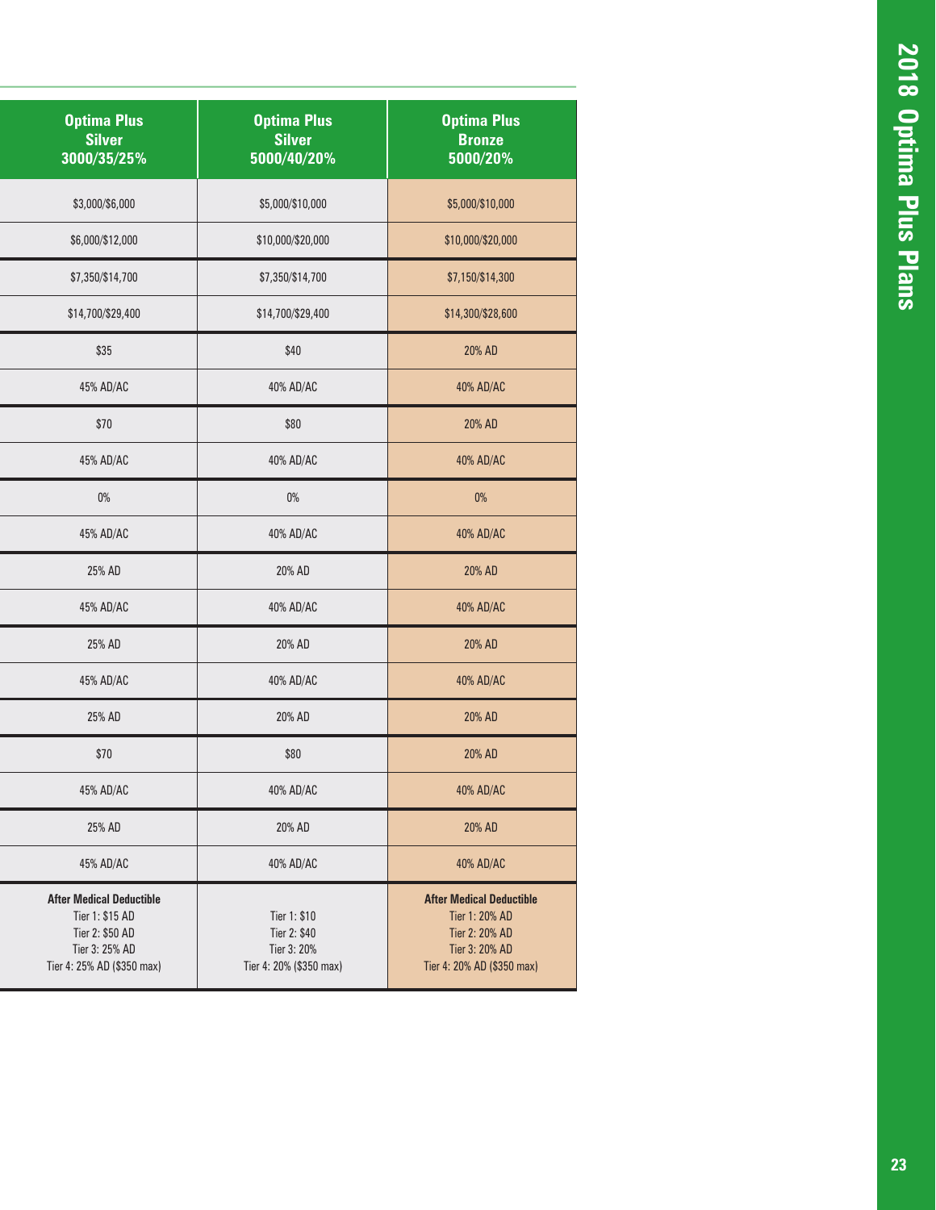| Optima Plus Silver 3000/35/25% | Optima Plus Silver 5000/40/20% | Optima Plus Bronze 5000/20% |
|---|---|---|
| $3,000/$6,000 | $5,000/$10,000 | $5,000/$10,000 |
| $6,000/$12,000 | $10,000/$20,000 | $10,000/$20,000 |
| $7,350/$14,700 | $7,350/$14,700 | $7,150/$14,300 |
| $14,700/$29,400 | $14,700/$29,400 | $14,300/$28,600 |
| $35 | $40 | 20% AD |
| 45% AD/AC | 40% AD/AC | 40% AD/AC |
| $70 | $80 | 20% AD |
| 45% AD/AC | 40% AD/AC | 40% AD/AC |
| 0% | 0% | 0% |
| 45% AD/AC | 40% AD/AC | 40% AD/AC |
| 25% AD | 20% AD | 20% AD |
| 45% AD/AC | 40% AD/AC | 40% AD/AC |
| 25% AD | 20% AD | 20% AD |
| 45% AD/AC | 40% AD/AC | 40% AD/AC |
| 25% AD | 20% AD | 20% AD |
| $70 | $80 | 20% AD |
| 45% AD/AC | 40% AD/AC | 40% AD/AC |
| 25% AD | 20% AD | 20% AD |
| 45% AD/AC | 40% AD/AC | 40% AD/AC |
| **After Medical Deductible** Tier 1: $15 AD Tier 2: $50 AD Tier 3: 25% AD Tier 4: 25% AD ($350 max) | Tier 1: $10 Tier 2: $40 Tier 3: 20% Tier 4: 20% ($350 max) | **After Medical Deductible** Tier 1: 20% AD Tier 2: 20% AD Tier 3: 20% AD Tier 4: 20% AD ($350 max) |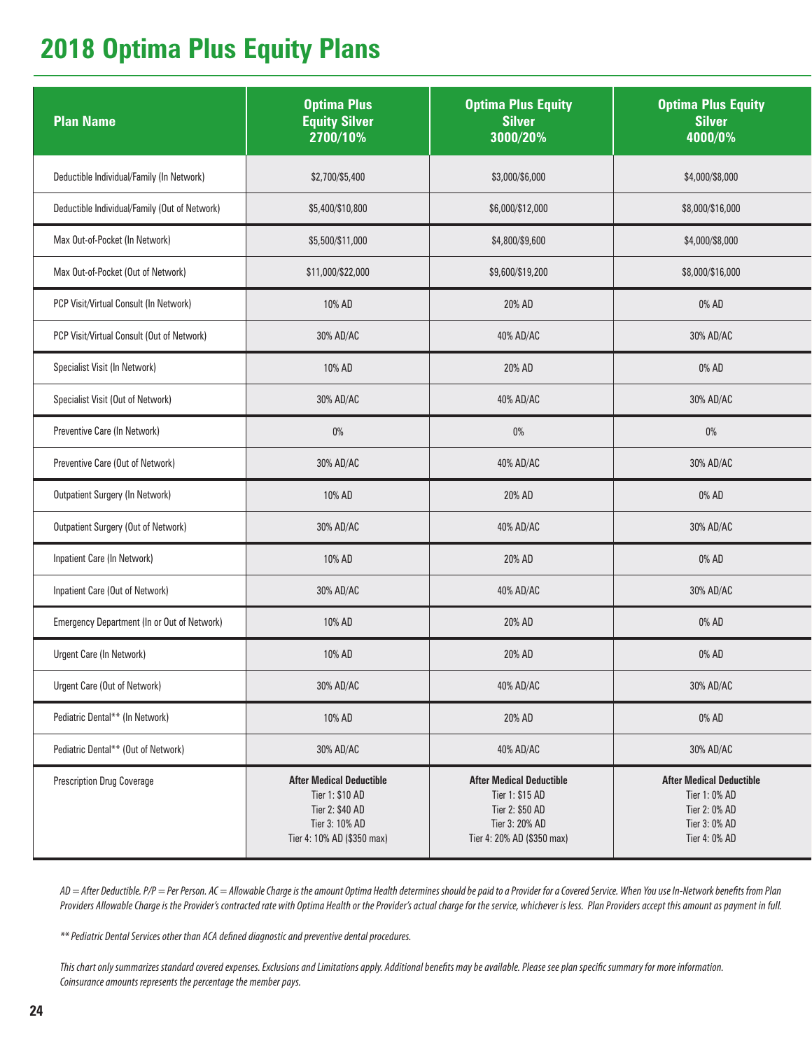# 2018 Optima Plus Equity Plans

| Plan Name | Optima Plus Equity Silver 2700/10% | Optima Plus Equity Silver 3000/20% | Optima Plus Equity Silver 4000/0% |
|---|---|---|---|
| Deductible Individual/Family (In Network) | $2,700/$5,400 | $3,000/$6,000 | $4,000/$8,000 |
| Deductible Individual/Family (Out of Network) | $5,400/$10,800 | $6,000/$12,000 | $8,000/$16,000 |
| Max Out-of-Pocket (In Network) | $5,500/$11,000 | $4,800/$9,600 | $4,000/$8,000 |
| Max Out-of-Pocket (Out of Network) | $11,000/$22,000 | $9,600/$19,200 | $8,000/$16,000 |
| PCP Visit/Virtual Consult (In Network) | 10% AD | 20% AD | 0% AD |
| PCP Visit/Virtual Consult (Out of Network) | 30% AD/AC | 40% AD/AC | 30% AD/AC |
| Specialist Visit (In Network) | 10% AD | 20% AD | 0% AD |
| Specialist Visit (Out of Network) | 30% AD/AC | 40% AD/AC | 30% AD/AC |
| Preventive Care (In Network) | 0% | 0% | 0% |
| Preventive Care (Out of Network) | 30% AD/AC | 40% AD/AC | 30% AD/AC |
| Outpatient Surgery (In Network) | 10% AD | 20% AD | 0% AD |
| Outpatient Surgery (Out of Network) | 30% AD/AC | 40% AD/AC | 30% AD/AC |
| Inpatient Care (In Network) | 10% AD | 20% AD | 0% AD |
| Inpatient Care (Out of Network) | 30% AD/AC | 40% AD/AC | 30% AD/AC |
| Emergency Department (In or Out of Network) | 10% AD | 20% AD | 0% AD |
| Urgent Care (In Network) | 10% AD | 20% AD | 0% AD |
| Urgent Care (Out of Network) | 30% AD/AC | 40% AD/AC | 30% AD/AC |
| Pediatric Dental** (In Network) | 10% AD | 20% AD | 0% AD |
| Pediatric Dental** (Out of Network) | 30% AD/AC | 40% AD/AC | 30% AD/AC |
| Prescription Drug Coverage | **After Medical Deductible** Tier 1: $10 AD Tier 2: $40 AD Tier 3: 10% AD Tier 4: 10% AD ($350 max) | **After Medical Deductible** Tier 1: $15 AD Tier 2: $50 AD Tier 3: 20% AD Tier 4: 20% AD ($350 max) | **After Medical Deductible** Tier 1: 0% AD Tier 2: 0% AD Tier 3: 0% AD Tier 4: 0% AD |

*AD = After Deductible. P/P = Per Person. AC = Allowable Charge is the amount Optima Health determines should be paid to a Provider for a Covered Service. When You use In-Network benefits from Plan Providers Allowable Charge is the Provider's contracted rate with Optima Health or the Provider's actual charge for the service, whichever is less. Plan Providers accept this amount as payment in full.*

*** Pediatric Dental Services other than ACA defined diagnostic and preventive dental procedures.*

*This chart only summarizes standard covered expenses. Exclusions and Limitations apply. Additional benefits may be available. Please see plan specific summary for more information. Coinsurance amounts represents the percentage the member pays.*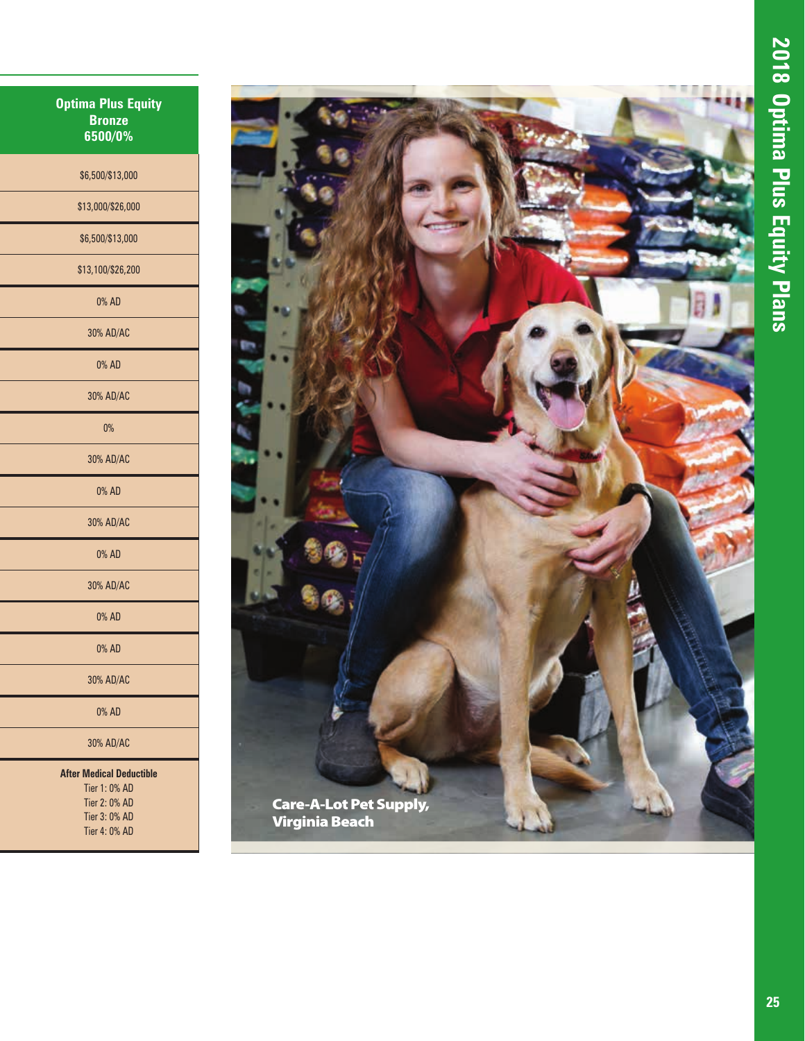| Optima Plus Equity Bronze 6500/0% |
|---|
| $6,500/$13,000 |
| $13,000/$26,000 |
| $6,500/$13,000 |
| $13,100/$26,200 |
| 0% AD |
| 30% AD/AC |
| 0% AD |
| 30% AD/AC |
| 0% |
| 30% AD/AC |
| 0% AD |
| 30% AD/AC |
| 0% AD |
| 30% AD/AC |
| 0% AD |
| 0% AD |
| 30% AD/AC |
| 0% AD |
| 30% AD/AC |
| **After Medical Deductible** Tier 1: 0% AD Tier 2: 0% AD Tier 3: 0% AD Tier 4: 0% AD |

**Care-A-Lot Pet Supply, Virginia Beach**

## 2018 Optima Plus Equity Plans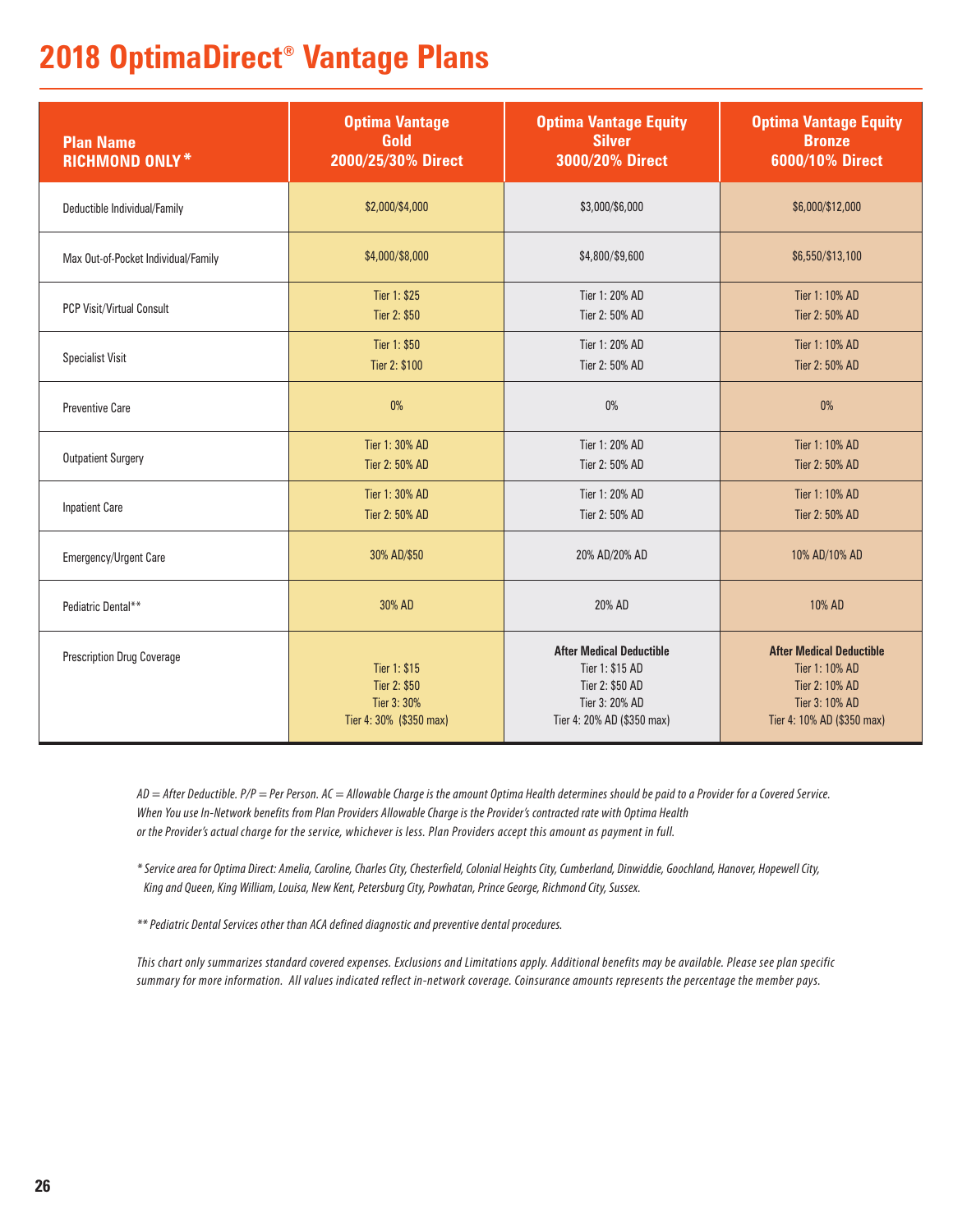# 2018 OptimaDirect® Vantage Plans

| Plan Name RICHMOND ONLY * | Optima Vantage Gold 2000/25/30% Direct | Optima Vantage Equity Silver 3000/20% Direct | Optima Vantage Equity Bronze 6000/10% Direct |
|---|---|---|---|
| Deductible Individual/Family | $2,000/$4,000 | $3,000/$6,000 | $6,000/$12,000 |
| Max Out-of-Pocket Individual/Family | $4,000/$8,000 | $4,800/$9,600 | $6,550/$13,100 |
| PCP Visit/Virtual Consult | Tier 1: $25<br>Tier 2: $50 | Tier 1: 20% AD<br>Tier 2: 50% AD | Tier 1: 10% AD<br>Tier 2: 50% AD |
| Specialist Visit | Tier 1: $50<br>Tier 2: $100 | Tier 1: 20% AD<br>Tier 2: 50% AD | Tier 1: 10% AD<br>Tier 2: 50% AD |
| Preventive Care | 0% | 0% | 0% |
| Outpatient Surgery | Tier 1: 30% AD<br>Tier 2: 50% AD | Tier 1: 20% AD<br>Tier 2: 50% AD | Tier 1: 10% AD<br>Tier 2: 50% AD |
| Inpatient Care | Tier 1: 30% AD<br>Tier 2: 50% AD | Tier 1: 20% AD<br>Tier 2: 50% AD | Tier 1: 10% AD<br>Tier 2: 50% AD |
| Emergency/Urgent Care | 30% AD/$50 | 20% AD/20% AD | 10% AD/10% AD |
| Pediatric Dental** | 30% AD | 20% AD | 10% AD |
| Prescription Drug Coverage | Tier 1: $15<br>Tier 2: $50<br>Tier 3: 30%<br>Tier 4: 30% ($350 max) | **After Medical Deductible**<br>Tier 1: $15 AD<br>Tier 2: $50 AD<br>Tier 3: 20% AD<br>Tier 4: 20% AD ($350 max) | **After Medical Deductible**<br>Tier 1: 10% AD<br>Tier 2: 10% AD<br>Tier 3: 10% AD<br>Tier 4: 10% AD ($350 max) |

*AD = After Deductible. P/P = Per Person. AC = Allowable Charge is the amount Optima Health determines should be paid to a Provider for a Covered Service. When You use In-Network benefits from Plan Providers Allowable Charge is the Provider's contracted rate with Optima Health or the Provider's actual charge for the service, whichever is less. Plan Providers accept this amount as payment in full.*

*\* Service area for Optima Direct: Amelia, Caroline, Charles City, Chesterfield, Colonial Heights City, Cumberland, Dinwiddie, Goochland, Hanover, Hopewell City, King and Queen, King William, Louisa, New Kent, Petersburg City, Powhatan, Prince George, Richmond City, Sussex.*

*\*\* Pediatric Dental Services other than ACA defined diagnostic and preventive dental procedures.*

*This chart only summarizes standard covered expenses. Exclusions and Limitations apply. Additional benefits may be available. Please see plan specific summary for more information. All values indicated reflect in-network coverage. Coinsurance amounts represents the percentage the member pays.*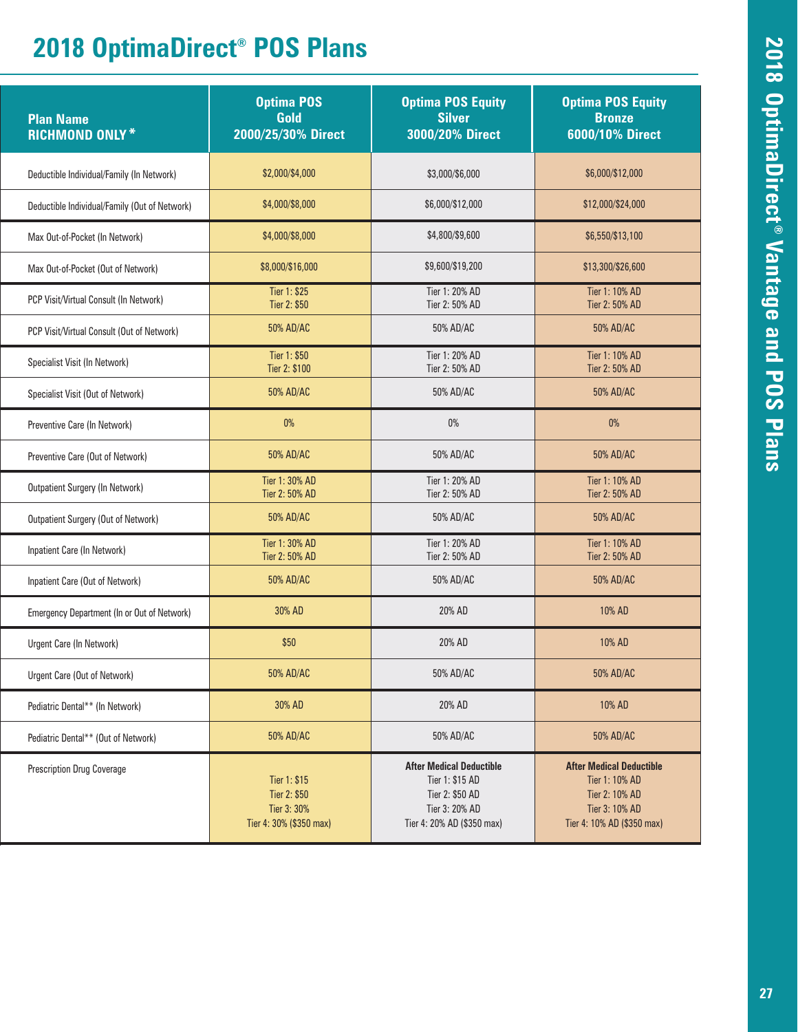# 2018 OptimaDirect® POS Plans

| Plan Name RICHMOND ONLY * | Optima POS Gold 2000/25/30% Direct | Optima POS Equity Silver 3000/20% Direct | Optima POS Equity Bronze 6000/10% Direct |
|---|---|---|---|
| Deductible Individual/Family (In Network) | $2,000/$4,000 | $3,000/$6,000 | $6,000/$12,000 |
| Deductible Individual/Family (Out of Network) | $4,000/$8,000 | $6,000/$12,000 | $12,000/$24,000 |
| Max Out-of-Pocket (In Network) | $4,000/$8,000 | $4,800/$9,600 | $6,550/$13,100 |
| Max Out-of-Pocket (Out of Network) | $8,000/$16,000 | $9,600/$19,200 | $13,300/$26,600 |
| PCP Visit/Virtual Consult (In Network) | Tier 1: $25<br>Tier 2: $50 | Tier 1: 20% AD<br>Tier 2: 50% AD | Tier 1: 10% AD<br>Tier 2: 50% AD |
| PCP Visit/Virtual Consult (Out of Network) | 50% AD/AC | 50% AD/AC | 50% AD/AC |
| Specialist Visit (In Network) | Tier 1: $50<br>Tier 2: $100 | Tier 1: 20% AD<br>Tier 2: 50% AD | Tier 1: 10% AD<br>Tier 2: 50% AD |
| Specialist Visit (Out of Network) | 50% AD/AC | 50% AD/AC | 50% AD/AC |
| Preventive Care (In Network) | 0% | 0% | 0% |
| Preventive Care (Out of Network) | 50% AD/AC | 50% AD/AC | 50% AD/AC |
| Outpatient Surgery (In Network) | Tier 1: 30% AD<br>Tier 2: 50% AD | Tier 1: 20% AD<br>Tier 2: 50% AD | Tier 1: 10% AD<br>Tier 2: 50% AD |
| Outpatient Surgery (Out of Network) | 50% AD/AC | 50% AD/AC | 50% AD/AC |
| Inpatient Care (In Network) | Tier 1: 30% AD<br>Tier 2: 50% AD | Tier 1: 20% AD<br>Tier 2: 50% AD | Tier 1: 10% AD<br>Tier 2: 50% AD |
| Inpatient Care (Out of Network) | 50% AD/AC | 50% AD/AC | 50% AD/AC |
| Emergency Department (In or Out of Network) | 30% AD | 20% AD | 10% AD |
| Urgent Care (In Network) | $50 | 20% AD | 10% AD |
| Urgent Care (Out of Network) | 50% AD/AC | 50% AD/AC | 50% AD/AC |
| Pediatric Dental** (In Network) | 30% AD | 20% AD | 10% AD |
| Pediatric Dental** (Out of Network) | 50% AD/AC | 50% AD/AC | 50% AD/AC |
| Prescription Drug Coverage | Tier 1: $15<br>Tier 2: $50<br>Tier 3: 30%<br>Tier 4: 30% ($350 max) | **After Medical Deductible**<br>Tier 1: $15 AD<br>Tier 2: $50 AD<br>Tier 3: 20% AD<br>Tier 4: 20% AD ($350 max) | **After Medical Deductible**<br>Tier 1: 10% AD<br>Tier 2: 10% AD<br>Tier 3: 10% AD<br>Tier 4: 10% AD ($350 max) |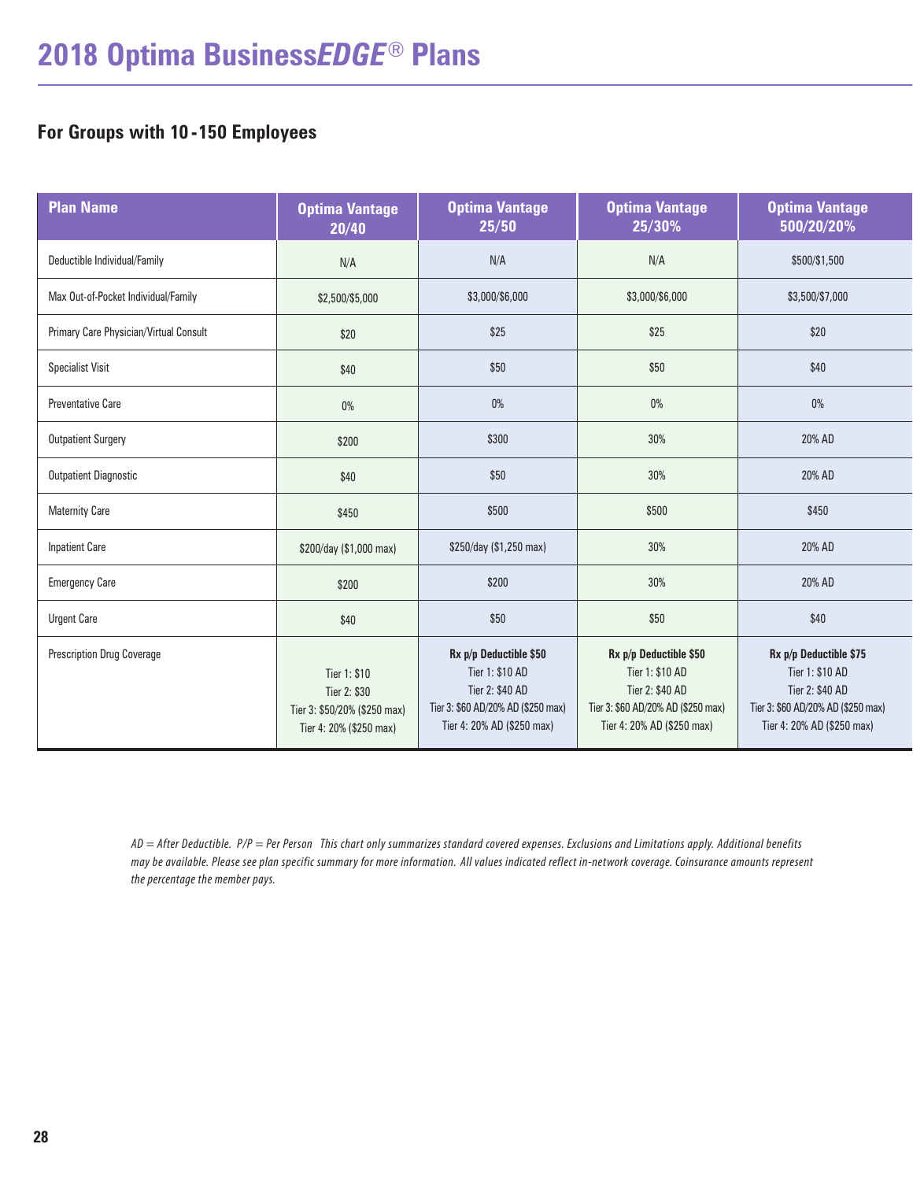# 2018 Optima Business*EDGE*® Plans

## For Groups with 10-150 Employees

| Plan Name | Optima Vantage 20/40 | Optima Vantage 25/50 | Optima Vantage 25/30% | Optima Vantage 500/20/20% |
|---|---|---|---|---|
| Deductible Individual/Family | N/A | N/A | N/A | $500/$1,500 |
| Max Out-of-Pocket Individual/Family | $2,500/$5,000 | $3,000/$6,000 | $3,000/$6,000 | $3,500/$7,000 |
| Primary Care Physician/Virtual Consult | $20 | $25 | $25 | $20 |
| Specialist Visit | $40 | $50 | $50 | $40 |
| Preventative Care | 0% | 0% | 0% | 0% |
| Outpatient Surgery | $200 | $300 | 30% | 20% AD |
| Outpatient Diagnostic | $40 | $50 | 30% | 20% AD |
| Maternity Care | $450 | $500 | $500 | $450 |
| Inpatient Care | $200/day ($1,000 max) | $250/day ($1,250 max) | 30% | 20% AD |
| Emergency Care | $200 | $200 | 30% | 20% AD |
| Urgent Care | $40 | $50 | $50 | $40 |
| Prescription Drug Coverage | Tier 1: $10<br>Tier 2: $30<br>Tier 3: $50/20% ($250 max)<br>Tier 4: 20% ($250 max) | **Rx p/p Deductible $50**<br>Tier 1: $10 AD<br>Tier 2: $40 AD<br>Tier 3: $60 AD/20% AD ($250 max)<br>Tier 4: 20% AD ($250 max) | **Rx p/p Deductible $50**<br>Tier 1: $10 AD<br>Tier 2: $40 AD<br>Tier 3: $60 AD/20% AD ($250 max)<br>Tier 4: 20% AD ($250 max) | **Rx p/p Deductible $75**<br>Tier 1: $10 AD<br>Tier 2: $40 AD<br>Tier 3: $60 AD/20% AD ($250 max)<br>Tier 4: 20% AD ($250 max) |

*AD = After Deductible. P/P = Per Person This chart only summarizes standard covered expenses. Exclusions and Limitations apply. Additional benefits may be available. Please see plan specific summary for more information. All values indicated reflect in-network coverage. Coinsurance amounts represent the percentage the member pays.*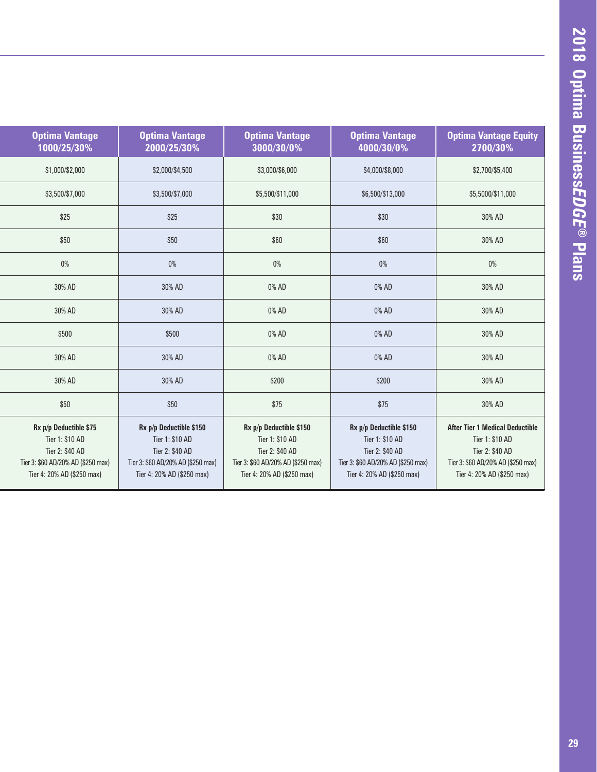| Optima Vantage 1000/25/30% | Optima Vantage 2000/25/30% | Optima Vantage 3000/30/0% | Optima Vantage 4000/30/0% | Optima Vantage Equity 2700/30% |
|---|---|---|---|---|
| $1,000/$2,000 | $2,000/$4,500 | $3,000/$6,000 | $4,000/$8,000 | $2,700/$5,400 |
| $3,500/$7,000 | $3,500/$7,000 | $5,500/$11,000 | $6,500/$13,000 | $5,5000/$11,000 |
| $25 | $25 | $30 | $30 | 30% AD |
| $50 | $50 | $60 | $60 | 30% AD |
| 0% | 0% | 0% | 0% | 0% |
| 30% AD | 30% AD | 0% AD | 0% AD | 30% AD |
| 30% AD | 30% AD | 0% AD | 0% AD | 30% AD |
| $500 | $500 | 0% AD | 0% AD | 30% AD |
| 30% AD | 30% AD | 0% AD | 0% AD | 30% AD |
| 30% AD | 30% AD | $200 | $200 | 30% AD |
| $50 | $50 | $75 | $75 | 30% AD |
| **Rx p/p Deductible $75** Tier 1: $10 AD Tier 2: $40 AD Tier 3: $60 AD/20% AD ($250 max) Tier 4: 20% AD ($250 max) | **Rx p/p Deductible $150** Tier 1: $10 AD Tier 2: $40 AD Tier 3: $60 AD/20% AD ($250 max) Tier 4: 20% AD ($250 max) | **Rx p/p Deductible $150** Tier 1: $10 AD Tier 2: $40 AD Tier 3: $60 AD/20% AD ($250 max) Tier 4: 20% AD ($250 max) | **Rx p/p Deductible $150** Tier 1: $10 AD Tier 2: $40 AD Tier 3: $60 AD/20% AD ($250 max) Tier 4: 20% AD ($250 max) | **After Tier 1 Medical Deductible** Tier 1: $10 AD Tier 2: $40 AD Tier 3: $60 AD/20% AD ($250 max) Tier 4: 20% AD ($250 max) |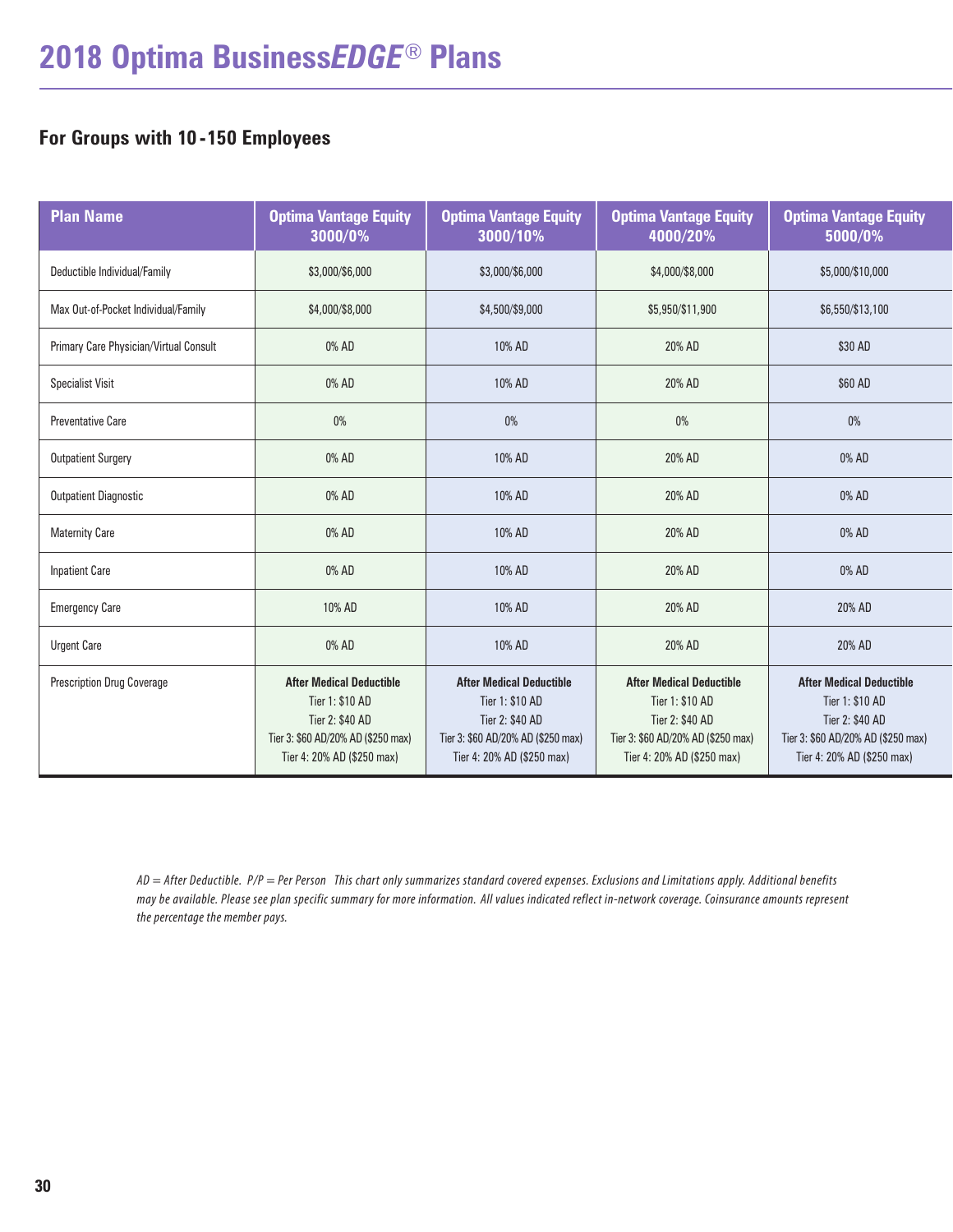# 2018 Optima Business*EDGE*® Plans

## For Groups with 10-150 Employees

| Plan Name | Optima Vantage Equity 3000/0% | Optima Vantage Equity 3000/10% | Optima Vantage Equity 4000/20% | Optima Vantage Equity 5000/0% |
|---|---|---|---|---|
| Deductible Individual/Family | $3,000/$6,000 | $3,000/$6,000 | $4,000/$8,000 | $5,000/$10,000 |
| Max Out-of-Pocket Individual/Family | $4,000/$8,000 | $4,500/$9,000 | $5,950/$11,900 | $6,550/$13,100 |
| Primary Care Physician/Virtual Consult | 0% AD | 10% AD | 20% AD | $30 AD |
| Specialist Visit | 0% AD | 10% AD | 20% AD | $60 AD |
| Preventative Care | 0% | 0% | 0% | 0% |
| Outpatient Surgery | 0% AD | 10% AD | 20% AD | 0% AD |
| Outpatient Diagnostic | 0% AD | 10% AD | 20% AD | 0% AD |
| Maternity Care | 0% AD | 10% AD | 20% AD | 0% AD |
| Inpatient Care | 0% AD | 10% AD | 20% AD | 0% AD |
| Emergency Care | 10% AD | 10% AD | 20% AD | 20% AD |
| Urgent Care | 0% AD | 10% AD | 20% AD | 20% AD |
| Prescription Drug Coverage | **After Medical Deductible** Tier 1: $10 AD Tier 2: $40 AD Tier 3: $60 AD/20% AD ($250 max) Tier 4: 20% AD ($250 max) | **After Medical Deductible** Tier 1: $10 AD Tier 2: $40 AD Tier 3: $60 AD/20% AD ($250 max) Tier 4: 20% AD ($250 max) | **After Medical Deductible** Tier 1: $10 AD Tier 2: $40 AD Tier 3: $60 AD/20% AD ($250 max) Tier 4: 20% AD ($250 max) | **After Medical Deductible** Tier 1: $10 AD Tier 2: $40 AD Tier 3: $60 AD/20% AD ($250 max) Tier 4: 20% AD ($250 max) |

*AD = After Deductible. P/P = Per Person This chart only summarizes standard covered expenses. Exclusions and Limitations apply. Additional benefits may be available. Please see plan specific summary for more information. All values indicated reflect in-network coverage. Coinsurance amounts represent the percentage the member pays.*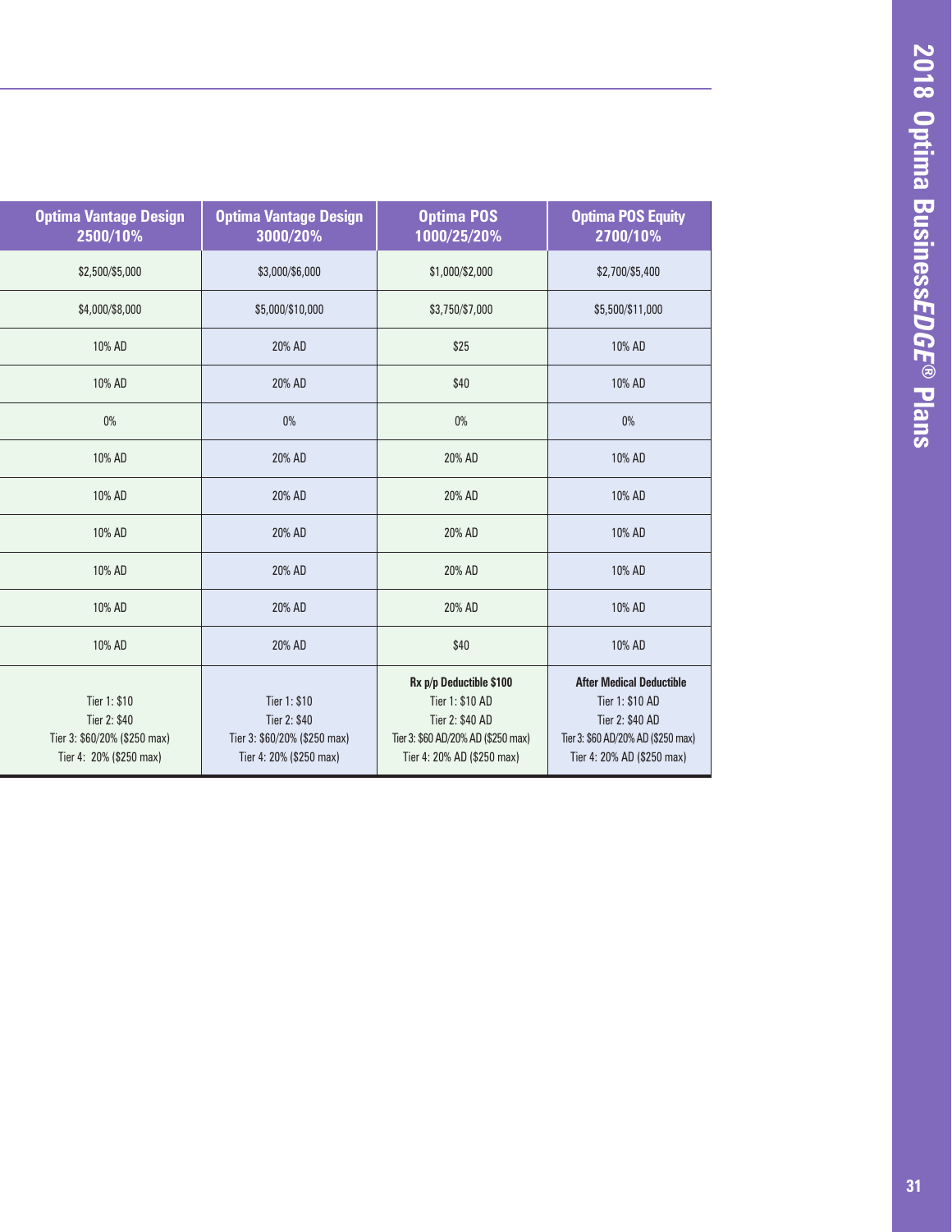| Optima Vantage Design 2500/10% | Optima Vantage Design 3000/20% | Optima POS 1000/25/20% | Optima POS Equity 2700/10% |
|---|---|---|---|
| $2,500/$5,000 | $3,000/$6,000 | $1,000/$2,000 | $2,700/$5,400 |
| $4,000/$8,000 | $5,000/$10,000 | $3,750/$7,000 | $5,500/$11,000 |
| 10% AD | 20% AD | $25 | 10% AD |
| 10% AD | 20% AD | $40 | 10% AD |
| 0% | 0% | 0% | 0% |
| 10% AD | 20% AD | 20% AD | 10% AD |
| 10% AD | 20% AD | 20% AD | 10% AD |
| 10% AD | 20% AD | 20% AD | 10% AD |
| 10% AD | 20% AD | 20% AD | 10% AD |
| 10% AD | 20% AD | 20% AD | 10% AD |
| 10% AD | 20% AD | $40 | 10% AD |
| Tier 1: $10<br>Tier 2: $40<br>Tier 3: $60/20% ($250 max)<br>Tier 4: 20% ($250 max) | Tier 1: $10<br>Tier 2: $40<br>Tier 3: $60/20% ($250 max)<br>Tier 4: 20% ($250 max) | **Rx p/p Deductible $100**<br>Tier 1: $10 AD<br>Tier 2: $40 AD<br>Tier 3: $60 AD/20% AD ($250 max)<br>Tier 4: 20% AD ($250 max) | **After Medical Deductible**<br>Tier 1: $10 AD<br>Tier 2: $40 AD<br>Tier 3: $60 AD/20% AD ($250 max)<br>Tier 4: 20% AD ($250 max) |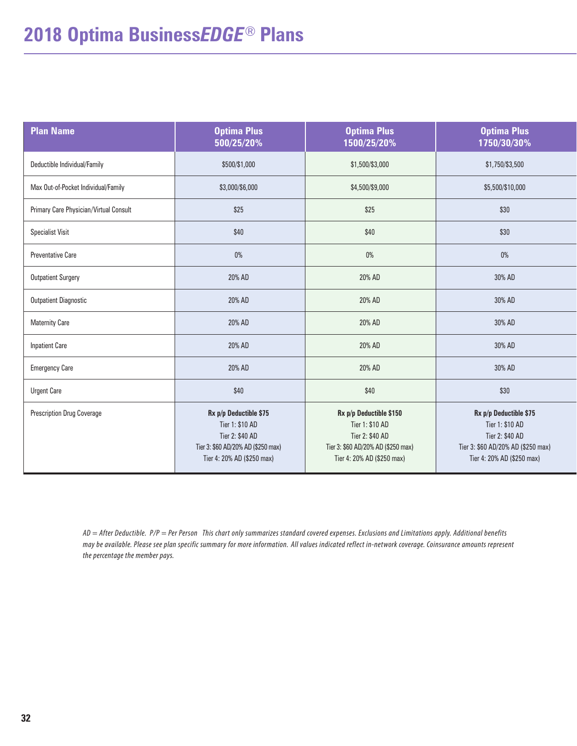# 2018 Optima Business*EDGE*® Plans

| Plan Name | Optima Plus 500/25/20% | Optima Plus 1500/25/20% | Optima Plus 1750/30/30% |
|---|---|---|---|
| Deductible Individual/Family | $500/$1,000 | $1,500/$3,000 | $1,750/$3,500 |
| Max Out-of-Pocket Individual/Family | $3,000/$6,000 | $4,500/$9,000 | $5,500/$10,000 |
| Primary Care Physician/Virtual Consult | $25 | $25 | $30 |
| Specialist Visit | $40 | $40 | $30 |
| Preventative Care | 0% | 0% | 0% |
| Outpatient Surgery | 20% AD | 20% AD | 30% AD |
| Outpatient Diagnostic | 20% AD | 20% AD | 30% AD |
| Maternity Care | 20% AD | 20% AD | 30% AD |
| Inpatient Care | 20% AD | 20% AD | 30% AD |
| Emergency Care | 20% AD | 20% AD | 30% AD |
| Urgent Care | $40 | $40 | $30 |
| Prescription Drug Coverage | **Rx p/p Deductible $75**<br>Tier 1: $10 AD<br>Tier 2: $40 AD<br>Tier 3: $60 AD/20% AD ($250 max)<br>Tier 4: 20% AD ($250 max) | **Rx p/p Deductible $150**<br>Tier 1: $10 AD<br>Tier 2: $40 AD<br>Tier 3: $60 AD/20% AD ($250 max)<br>Tier 4: 20% AD ($250 max) | **Rx p/p Deductible $75**<br>Tier 1: $10 AD<br>Tier 2: $40 AD<br>Tier 3: $60 AD/20% AD ($250 max)<br>Tier 4: 20% AD ($250 max) |

*AD = After Deductible. P/P = Per Person This chart only summarizes standard covered expenses. Exclusions and Limitations apply. Additional benefits may be available. Please see plan specific summary for more information. All values indicated reflect in-network coverage. Coinsurance amounts represent the percentage the member pays.*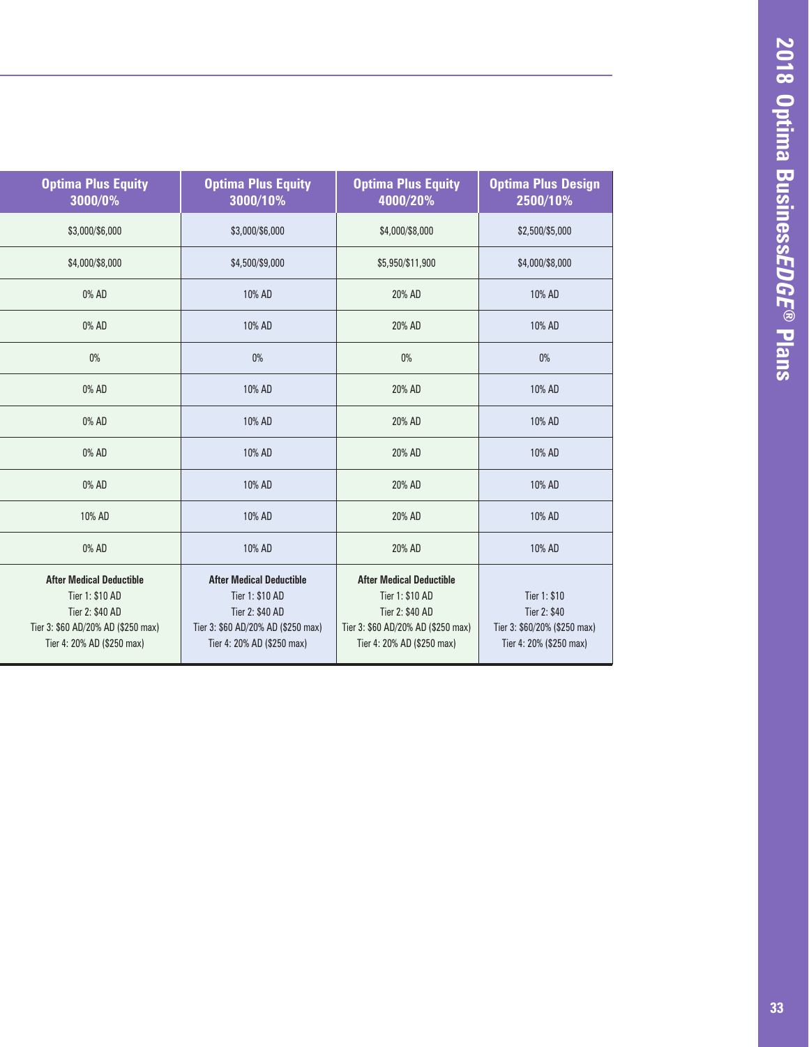| Optima Plus Equity 3000/0% | Optima Plus Equity 3000/10% | Optima Plus Equity 4000/20% | Optima Plus Design 2500/10% |
|---|---|---|---|
| $3,000/$6,000 | $3,000/$6,000 | $4,000/$8,000 | $2,500/$5,000 |
| $4,000/$8,000 | $4,500/$9,000 | $5,950/$11,900 | $4,000/$8,000 |
| 0% AD | 10% AD | 20% AD | 10% AD |
| 0% AD | 10% AD | 20% AD | 10% AD |
| 0% | 0% | 0% | 0% |
| 0% AD | 10% AD | 20% AD | 10% AD |
| 0% AD | 10% AD | 20% AD | 10% AD |
| 0% AD | 10% AD | 20% AD | 10% AD |
| 0% AD | 10% AD | 20% AD | 10% AD |
| 10% AD | 10% AD | 20% AD | 10% AD |
| 0% AD | 10% AD | 20% AD | 10% AD |
| **After Medical Deductible** Tier 1: $10 AD Tier 2: $40 AD Tier 3: $60 AD/20% AD ($250 max) Tier 4: 20% AD ($250 max) | **After Medical Deductible** Tier 1: $10 AD Tier 2: $40 AD Tier 3: $60 AD/20% AD ($250 max) Tier 4: 20% AD ($250 max) | **After Medical Deductible** Tier 1: $10 AD Tier 2: $40 AD Tier 3: $60 AD/20% AD ($250 max) Tier 4: 20% AD ($250 max) | Tier 1: $10 Tier 2: $40 Tier 3: $60/20% ($250 max) Tier 4: 20% ($250 max) |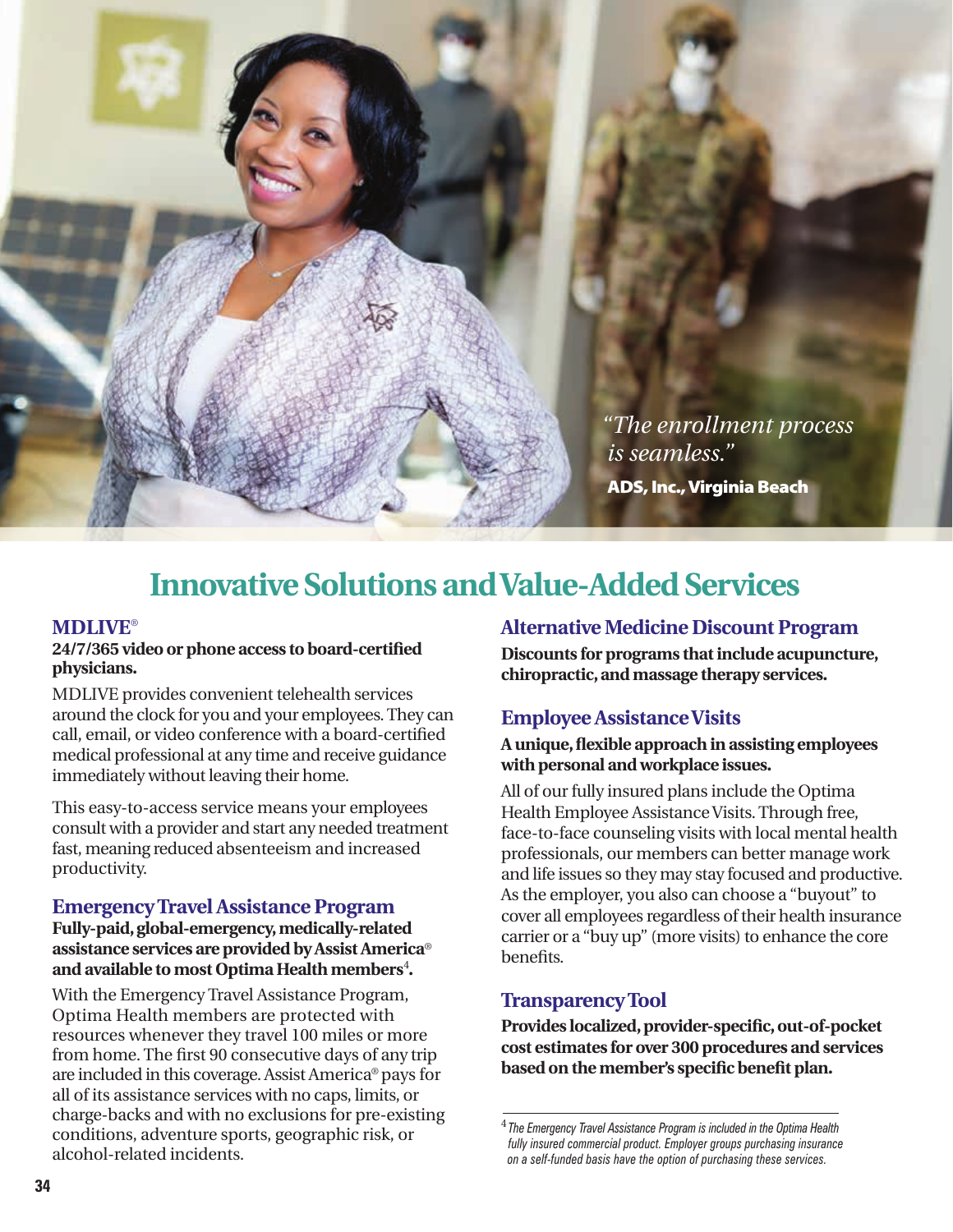*"The enrollment process is seamless."*

**ADS, Inc., Virginia Beach**

# Innovative Solutions and Value-Added Services

## MDLIVE®

**24/7/365 video or phone access to board-certified physicians.**

MDLIVE provides convenient telehealth services around the clock for you and your employees. They can call, email, or video conference with a board-certified medical professional at any time and receive guidance immediately without leaving their home.

This easy-to-access service means your employees consult with a provider and start any needed treatment fast, meaning reduced absenteeism and increased productivity.

## Emergency Travel Assistance Program

**Fully-paid, global-emergency, medically-related assistance services are provided by Assist America® and available to most Optima Health members[4].**

With the Emergency Travel Assistance Program, Optima Health members are protected with resources whenever they travel 100 miles or more from home. The first 90 consecutive days of any trip are included in this coverage. Assist America® pays for all of its assistance services with no caps, limits, or charge-backs and with no exclusions for pre-existing conditions, adventure sports, geographic risk, or alcohol-related incidents.

## Alternative Medicine Discount Program

**Discounts for programs that include acupuncture, chiropractic, and massage therapy services.**

## Employee Assistance Visits

**A unique, flexible approach in assisting employees with personal and workplace issues.**

All of our fully insured plans include the Optima Health Employee Assistance Visits. Through free, face-to-face counseling visits with local mental health professionals, our members can better manage work and life issues so they may stay focused and productive. As the employer, you also can choose a "buyout" to cover all employees regardless of their health insurance carrier or a "buy up" (more visits) to enhance the core benefits.

## Transparency Tool

**Provides localized, provider-specific, out-of-pocket cost estimates for over 300 procedures and services based on the member's specific benefit plan.**

---

[4] *The Emergency Travel Assistance Program is included in the Optima Health fully insured commercial product. Employer groups purchasing insurance on a self-funded basis have the option of purchasing these services.*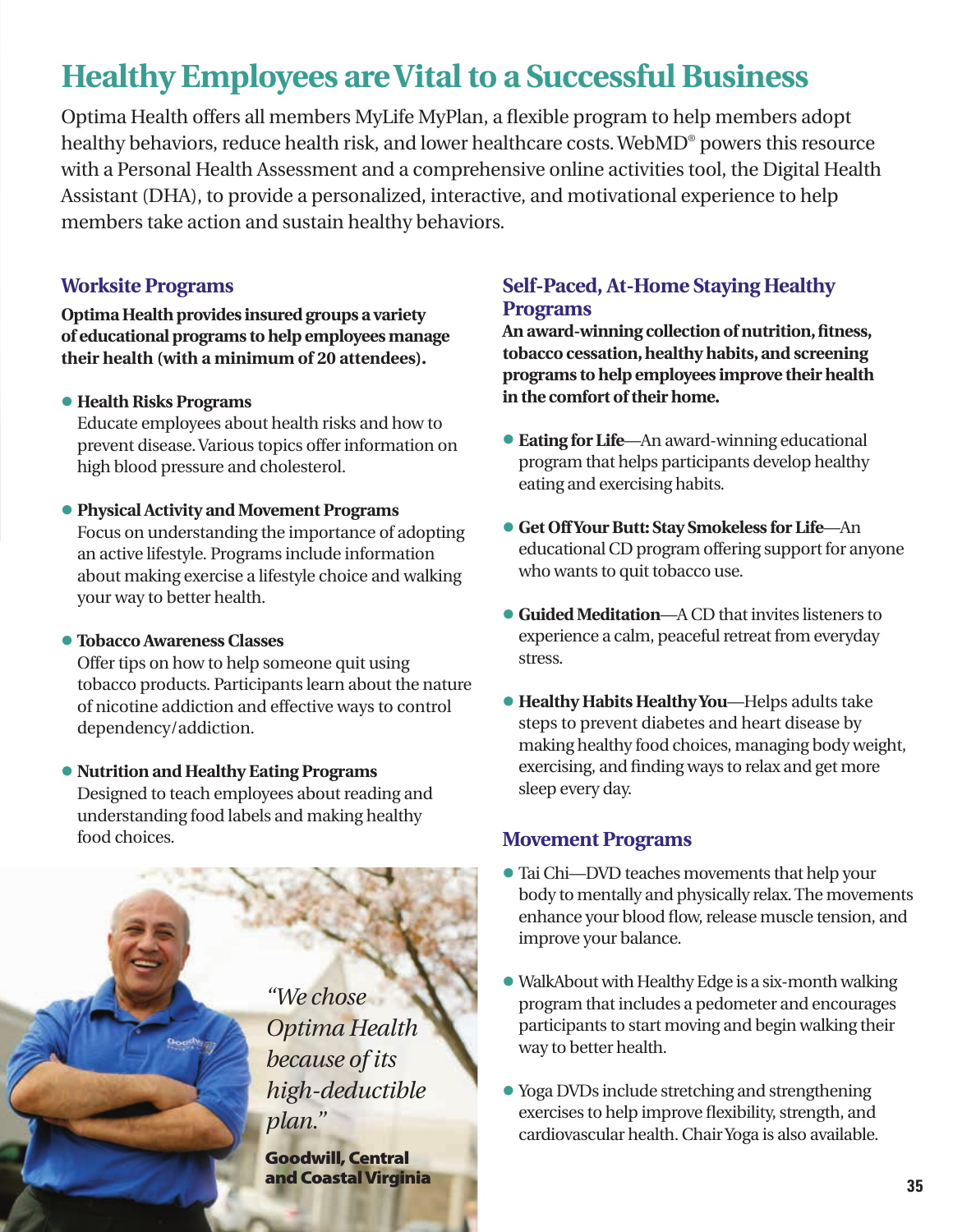# Healthy Employees are Vital to a Successful Business

Optima Health offers all members MyLife MyPlan, a flexible program to help members adopt healthy behaviors, reduce health risk, and lower healthcare costs. WebMD® powers this resource with a Personal Health Assessment and a comprehensive online activities tool, the Digital Health Assistant (DHA), to provide a personalized, interactive, and motivational experience to help members take action and sustain healthy behaviors.

## Worksite Programs

**Optima Health provides insured groups a variety of educational programs to help employees manage their health (with a minimum of 20 attendees).**

- **Health Risks Programs**
  Educate employees about health risks and how to prevent disease. Various topics offer information on high blood pressure and cholesterol.
- **Physical Activity and Movement Programs**
  Focus on understanding the importance of adopting an active lifestyle. Programs include information about making exercise a lifestyle choice and walking your way to better health.
- **Tobacco Awareness Classes**
  Offer tips on how to help someone quit using tobacco products. Participants learn about the nature of nicotine addiction and effective ways to control dependency/addiction.
- **Nutrition and Healthy Eating Programs**
  Designed to teach employees about reading and understanding food labels and making healthy food choices.

*"We chose Optima Health because of its high-deductible plan."*

**Goodwill, Central and Coastal Virginia**

## Self-Paced, At-Home Staying Healthy Programs

**An award-winning collection of nutrition, fitness, tobacco cessation, healthy habits, and screening programs to help employees improve their health in the comfort of their home.**

- **Eating for Life**—An award-winning educational program that helps participants develop healthy eating and exercising habits.
- **Get Off Your Butt: Stay Smokeless for Life**—An educational CD program offering support for anyone who wants to quit tobacco use.
- **Guided Meditation**—A CD that invites listeners to experience a calm, peaceful retreat from everyday stress.
- **Healthy Habits Healthy You**—Helps adults take steps to prevent diabetes and heart disease by making healthy food choices, managing body weight, exercising, and finding ways to relax and get more sleep every day.

## Movement Programs

- Tai Chi—DVD teaches movements that help your body to mentally and physically relax. The movements enhance your blood flow, release muscle tension, and improve your balance.
- WalkAbout with Healthy Edge is a six-month walking program that includes a pedometer and encourages participants to start moving and begin walking their way to better health.
- Yoga DVDs include stretching and strengthening exercises to help improve flexibility, strength, and cardiovascular health. Chair Yoga is also available.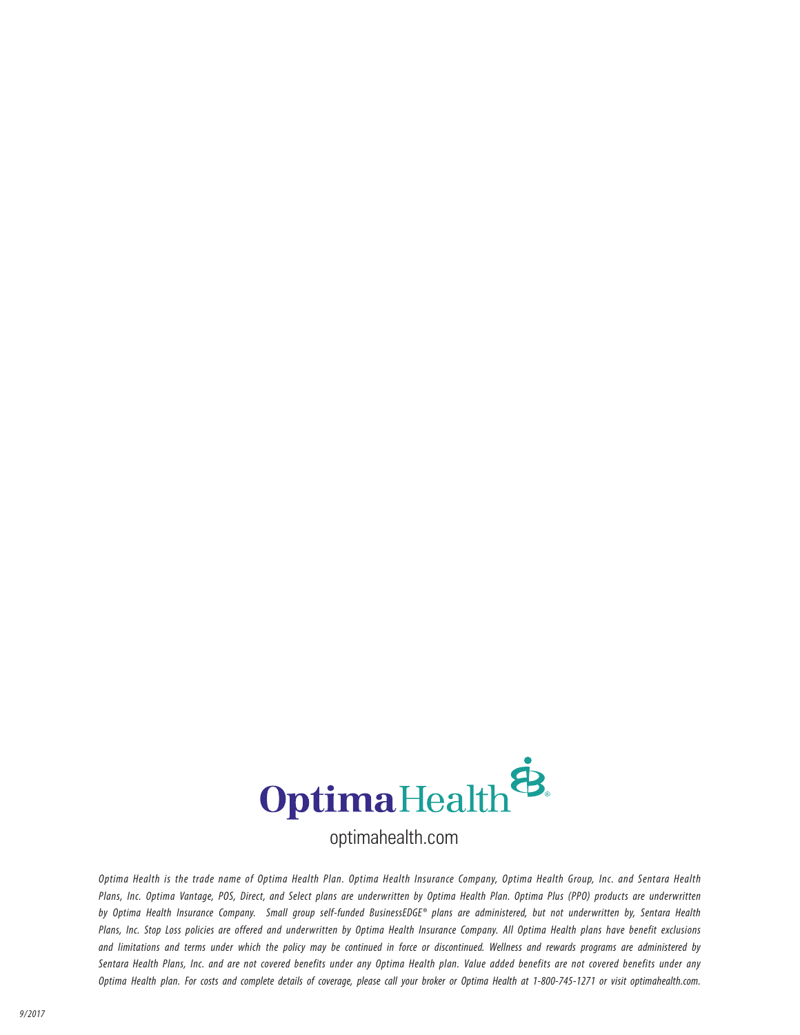**Optima**Health

optimahealth.com

*Optima Health is the trade name of Optima Health Plan. Optima Health Insurance Company, Optima Health Group, Inc. and Sentara Health Plans, Inc. Optima Vantage, POS, Direct, and Select plans are underwritten by Optima Health Plan. Optima Plus (PPO) products are underwritten by Optima Health Insurance Company. Small group self-funded BusinessEDGE® plans are administered, but not underwritten by, Sentara Health Plans, Inc. Stop Loss policies are offered and underwritten by Optima Health Insurance Company. All Optima Health plans have benefit exclusions and limitations and terms under which the policy may be continued in force or discontinued. Wellness and rewards programs are administered by Sentara Health Plans, Inc. and are not covered benefits under any Optima Health plan. Value added benefits are not covered benefits under any Optima Health plan. For costs and complete details of coverage, please call your broker or Optima Health at 1-800-745-1271 or visit optimahealth.com.*

*9/2017*